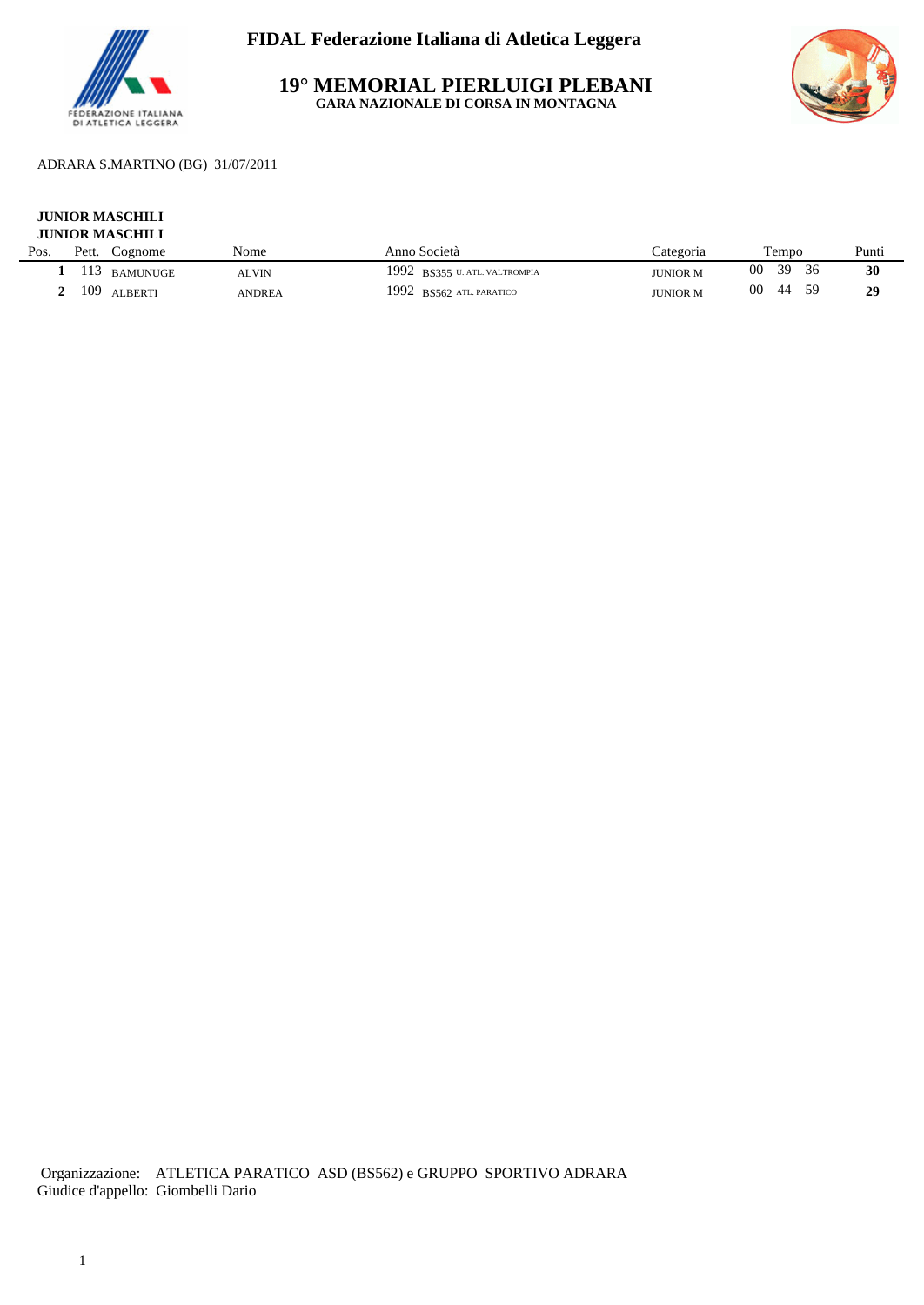# FIDAL Federazione Italiana di Atletica Leggera

## 19° MEMORIAL PIERLUIGI PLEBANI

**GARA NAZIONALE DI CORSA IN MONTAGNA**

ADRARA S.MARTINO (BG) 31/07/2011

**JUNIOR MASCHILI**

**JUNIOR MASCHILI**

| Pos. | Pett. | Cognome | Nome | Anno | Società | Categoria | Tempo | Punti |
|---|---|---|---|---|---|---|---|---|
| **1** | 113 | BAMUNUGE | ALVIN | 1992 | BS355 U. ATL. VALTROMPIA | JUNIOR M | 00 39 36 | **30** |
| **2** | 109 | ALBERTI | ANDREA | 1992 | BS562 ATL. PARATICO | JUNIOR M | 00 44 59 | **29** |

Organizzazione: ATLETICA PARATICO ASD (BS562) e GRUPPO SPORTIVO ADRARA

Giudice d'appello: Giombelli Dario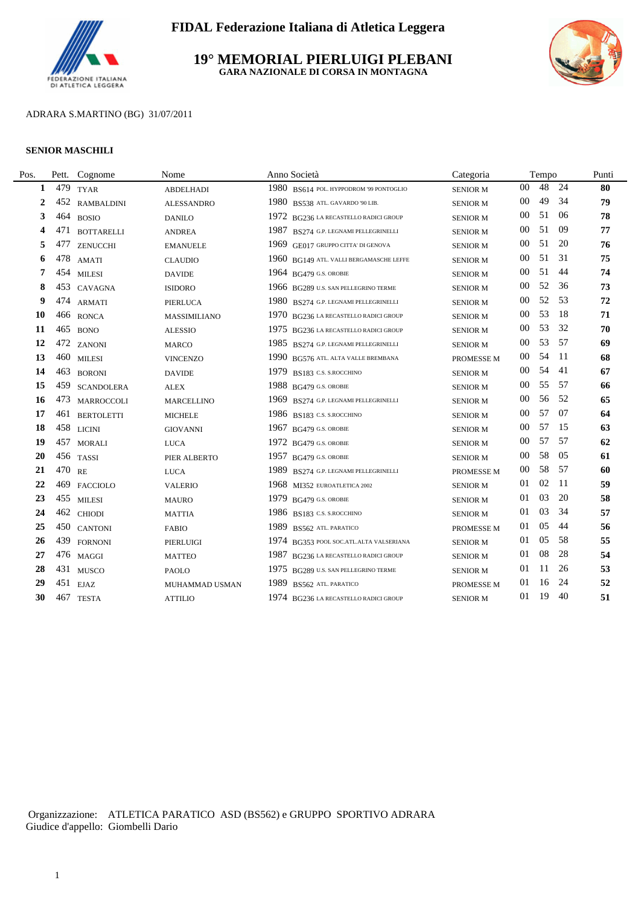# FIDAL Federazione Italiana di Atletica Leggera

## 19° MEMORIAL PIERLUIGI PLEBANI

**GARA NAZIONALE DI CORSA IN MONTAGNA**

ADRARA S.MARTINO (BG) 31/07/2011

### SENIOR MASCHILI

| Pos. | Pett. | Cognome | Nome | Anno | Società | Categoria | Tempo | Punti |
|---|---|---|---|---|---|---|---|---|
| 1 | 479 | TYAR | ABDELHADI | 1980 | BS614 POL. HYPPODROM '99 PONTOGLIO | SENIOR M | 00 48 24 | 80 |
| 2 | 452 | RAMBALDINI | ALESSANDRO | 1980 | BS538 ATL. GAVARDO '90 LIB. | SENIOR M | 00 49 34 | 79 |
| 3 | 464 | BOSIO | DANILO | 1972 | BG236 LA RECASTELLO RADICI GROUP | SENIOR M | 00 51 06 | 78 |
| 4 | 471 | BOTTARELLI | ANDREA | 1987 | BS274 G.P. LEGNAMI PELLEGRINELLI | SENIOR M | 00 51 09 | 77 |
| 5 | 477 | ZENUCCHI | EMANUELE | 1969 | GE017 GRUPPO CITTA' DI GENOVA | SENIOR M | 00 51 20 | 76 |
| 6 | 478 | AMATI | CLAUDIO | 1960 | BG149 ATL. VALLI BERGAMASCHE LEFFE | SENIOR M | 00 51 31 | 75 |
| 7 | 454 | MILESI | DAVIDE | 1964 | BG479 G.S. OROBIE | SENIOR M | 00 51 44 | 74 |
| 8 | 453 | CAVAGNA | ISIDORO | 1966 | BG289 U.S. SAN PELLEGRINO TERME | SENIOR M | 00 52 36 | 73 |
| 9 | 474 | ARMATI | PIERLUCA | 1980 | BS274 G.P. LEGNAMI PELLEGRINELLI | SENIOR M | 00 52 53 | 72 |
| 10 | 466 | RONCA | MASSIMILIANO | 1970 | BG236 LA RECASTELLO RADICI GROUP | SENIOR M | 00 53 18 | 71 |
| 11 | 465 | BONO | ALESSIO | 1975 | BG236 LA RECASTELLO RADICI GROUP | SENIOR M | 00 53 32 | 70 |
| 12 | 472 | ZANONI | MARCO | 1985 | BS274 G.P. LEGNAMI PELLEGRINELLI | SENIOR M | 00 53 57 | 69 |
| 13 | 460 | MILESI | VINCENZO | 1990 | BG576 ATL. ALTA VALLE BREMBANA | PROMESSE M | 00 54 11 | 68 |
| 14 | 463 | BORONI | DAVIDE | 1979 | BS183 C.S. S.ROCCHINO | SENIOR M | 00 54 41 | 67 |
| 15 | 459 | SCANDOLERA | ALEX | 1988 | BG479 G.S. OROBIE | SENIOR M | 00 55 57 | 66 |
| 16 | 473 | MARROCCOLI | MARCELLINO | 1969 | BS274 G.P. LEGNAMI PELLEGRINELLI | SENIOR M | 00 56 52 | 65 |
| 17 | 461 | BERTOLETTI | MICHELE | 1986 | BS183 C.S. S.ROCCHINO | SENIOR M | 00 57 07 | 64 |
| 18 | 458 | LICINI | GIOVANNI | 1967 | BG479 G.S. OROBIE | SENIOR M | 00 57 15 | 63 |
| 19 | 457 | MORALI | LUCA | 1972 | BG479 G.S. OROBIE | SENIOR M | 00 57 57 | 62 |
| 20 | 456 | TASSI | PIER ALBERTO | 1957 | BG479 G.S. OROBIE | SENIOR M | 00 58 05 | 61 |
| 21 | 470 | RE | LUCA | 1989 | BS274 G.P. LEGNAMI PELLEGRINELLI | PROMESSE M | 00 58 57 | 60 |
| 22 | 469 | FACCIOLO | VALERIO | 1968 | MI352 EUROATLETICA 2002 | SENIOR M | 01 02 11 | 59 |
| 23 | 455 | MILESI | MAURO | 1979 | BG479 G.S. OROBIE | SENIOR M | 01 03 20 | 58 |
| 24 | 462 | CHIODI | MATTIA | 1986 | BS183 C.S. S.ROCCHINO | SENIOR M | 01 03 34 | 57 |
| 25 | 450 | CANTONI | FABIO | 1989 | BS562 ATL. PARATICO | PROMESSE M | 01 05 44 | 56 |
| 26 | 439 | FORNONI | PIERLUIGI | 1974 | BG353 POOL SOC.ATL.ALTA VALSERIANA | SENIOR M | 01 05 58 | 55 |
| 27 | 476 | MAGGI | MATTEO | 1987 | BG236 LA RECASTELLO RADICI GROUP | SENIOR M | 01 08 28 | 54 |
| 28 | 431 | MUSCO | PAOLO | 1975 | BG289 U.S. SAN PELLEGRINO TERME | SENIOR M | 01 11 26 | 53 |
| 29 | 451 | EJAZ | MUHAMMAD USMAN | 1989 | BS562 ATL. PARATICO | PROMESSE M | 01 16 24 | 52 |
| 30 | 467 | TESTA | ATTILIO | 1974 | BG236 LA RECASTELLO RADICI GROUP | SENIOR M | 01 19 40 | 51 |

Organizzazione: ATLETICA PARATICO ASD (BS562) e GRUPPO SPORTIVO ADRARA
Giudice d'appello: Giombelli Dario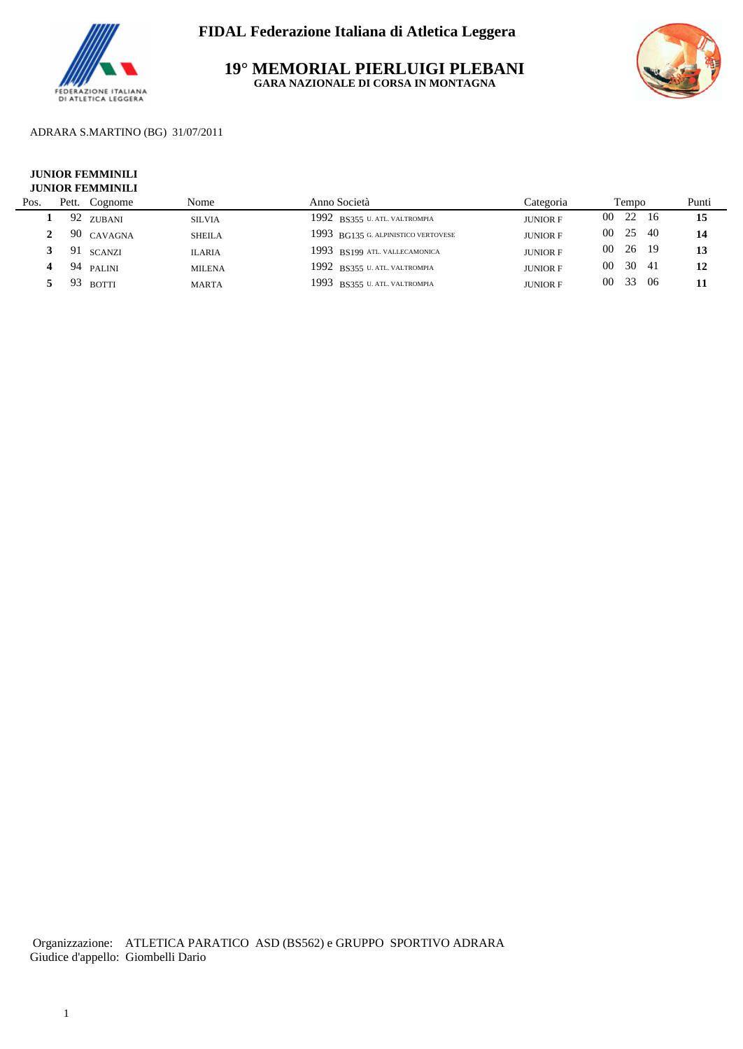# FIDAL Federazione Italiana di Atletica Leggera

## 19° MEMORIAL PIERLUIGI PLEBANI

**GARA NAZIONALE DI CORSA IN MONTAGNA**

ADRARA S.MARTINO (BG) 31/07/2011

**JUNIOR FEMMINILI**
**JUNIOR FEMMINILI**

| Pos. | Pett. | Cognome | Nome | Anno | Società | Categoria | Tempo | Punti |
|---|---|---|---|---|---|---|---|---|
| **1** | 92 | ZUBANI | SILVIA | 1992 | BS355 U. ATL. VALTROMPIA | JUNIOR F | 00 22 16 | **15** |
| **2** | 90 | CAVAGNA | SHEILA | 1993 | BG135 G. ALPINISTICO VERTOVESE | JUNIOR F | 00 25 40 | **14** |
| **3** | 91 | SCANZI | ILARIA | 1993 | BS199 ATL. VALLECAMONICA | JUNIOR F | 00 26 19 | **13** |
| **4** | 94 | PALINI | MILENA | 1992 | BS355 U. ATL. VALTROMPIA | JUNIOR F | 00 30 41 | **12** |
| **5** | 93 | BOTTI | MARTA | 1993 | BS355 U. ATL. VALTROMPIA | JUNIOR F | 00 33 06 | **11** |

Organizzazione: ATLETICA PARATICO ASD (BS562) e GRUPPO SPORTIVO ADRARA
Giudice d'appello: Giombelli Dario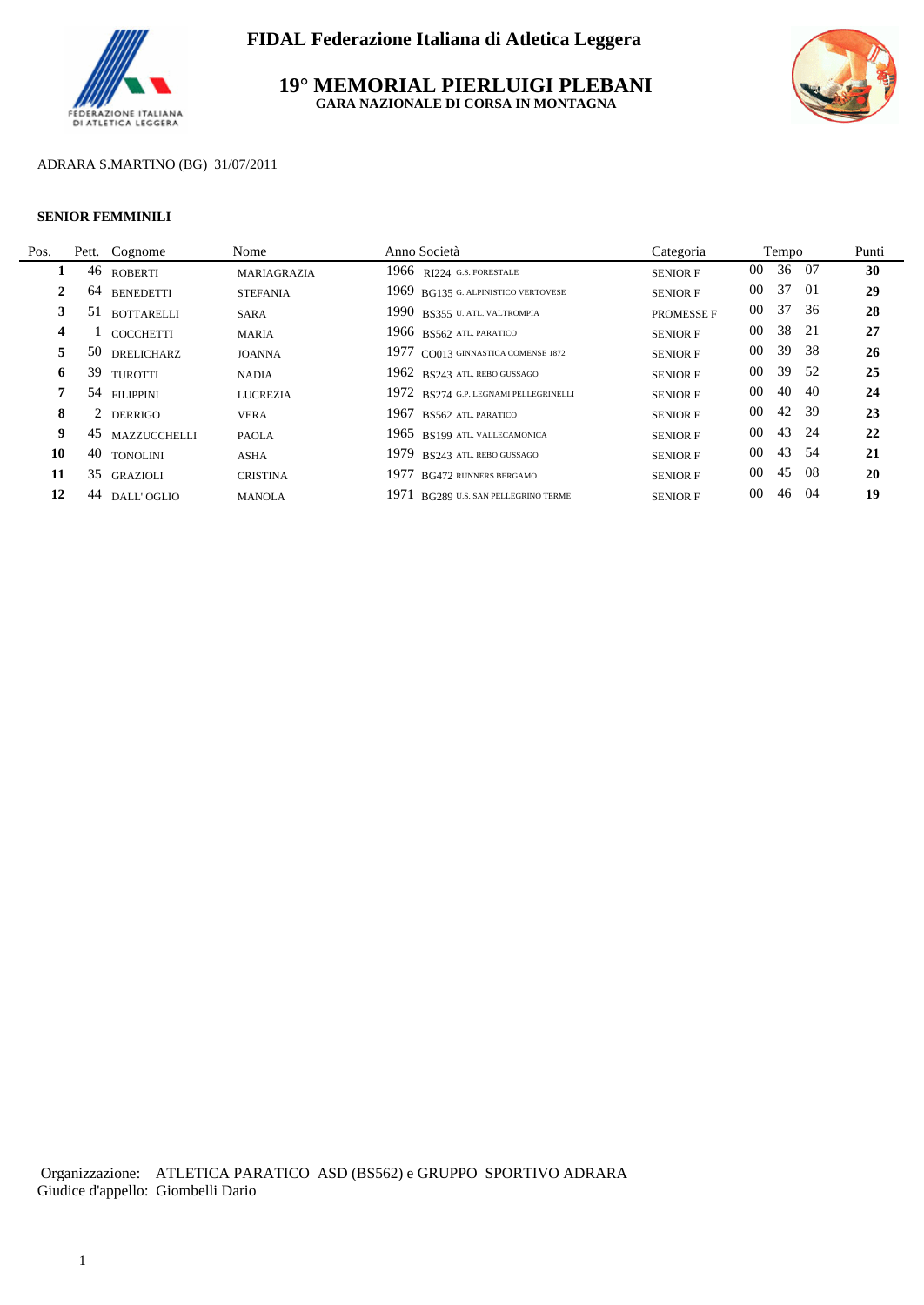FIDAL Federazione Italiana di Atletica Leggera

# 19° MEMORIAL PIERLUIGI PLEBANI

**GARA NAZIONALE DI CORSA IN MONTAGNA**

ADRARA S.MARTINO (BG) 31/07/2011

**SENIOR FEMMINILI**

| Pos. | Pett. | Cognome | Nome | Anno | Società | Categoria | Tempo | | | Punti |
|---|---|---|---|---|---|---|---|---|---|---|
| **1** | 46 | ROBERTI | MARIAGRAZIA | 1966 | RI224 G.S. FORESTALE | SENIOR F | 00 | 36 | 07 | **30** |
| **2** | 64 | BENEDETTI | STEFANIA | 1969 | BG135 G. ALPINISTICO VERTOVESE | SENIOR F | 00 | 37 | 01 | **29** |
| **3** | 51 | BOTTARELLI | SARA | 1990 | BS355 U. ATL. VALTROMPIA | PROMESSE F | 00 | 37 | 36 | **28** |
| **4** | 1 | COCCHETTI | MARIA | 1966 | BS562 ATL. PARATICO | SENIOR F | 00 | 38 | 21 | **27** |
| **5** | 50 | DRELICHARZ | JOANNA | 1977 | CO013 GINNASTICA COMENSE 1872 | SENIOR F | 00 | 39 | 38 | **26** |
| **6** | 39 | TUROTTI | NADIA | 1962 | BS243 ATL. REBO GUSSAGO | SENIOR F | 00 | 39 | 52 | **25** |
| **7** | 54 | FILIPPINI | LUCREZIA | 1972 | BS274 G.P. LEGNAMI PELLEGRINELLI | SENIOR F | 00 | 40 | 40 | **24** |
| **8** | 2 | DERRIGO | VERA | 1967 | BS562 ATL. PARATICO | SENIOR F | 00 | 42 | 39 | **23** |
| **9** | 45 | MAZZUCCHELLI | PAOLA | 1965 | BS199 ATL. VALLECAMONICA | SENIOR F | 00 | 43 | 24 | **22** |
| **10** | 40 | TONOLINI | ASHA | 1979 | BS243 ATL. REBO GUSSAGO | SENIOR F | 00 | 43 | 54 | **21** |
| **11** | 35 | GRAZIOLI | CRISTINA | 1977 | BG472 RUNNERS BERGAMO | SENIOR F | 00 | 45 | 08 | **20** |
| **12** | 44 | DALL' OGLIO | MANOLA | 1971 | BG289 U.S. SAN PELLEGRINO TERME | SENIOR F | 00 | 46 | 04 | **19** |

Organizzazione: ATLETICA PARATICO ASD (BS562) e GRUPPO SPORTIVO ADRARA
Giudice d'appello: Giombelli Dario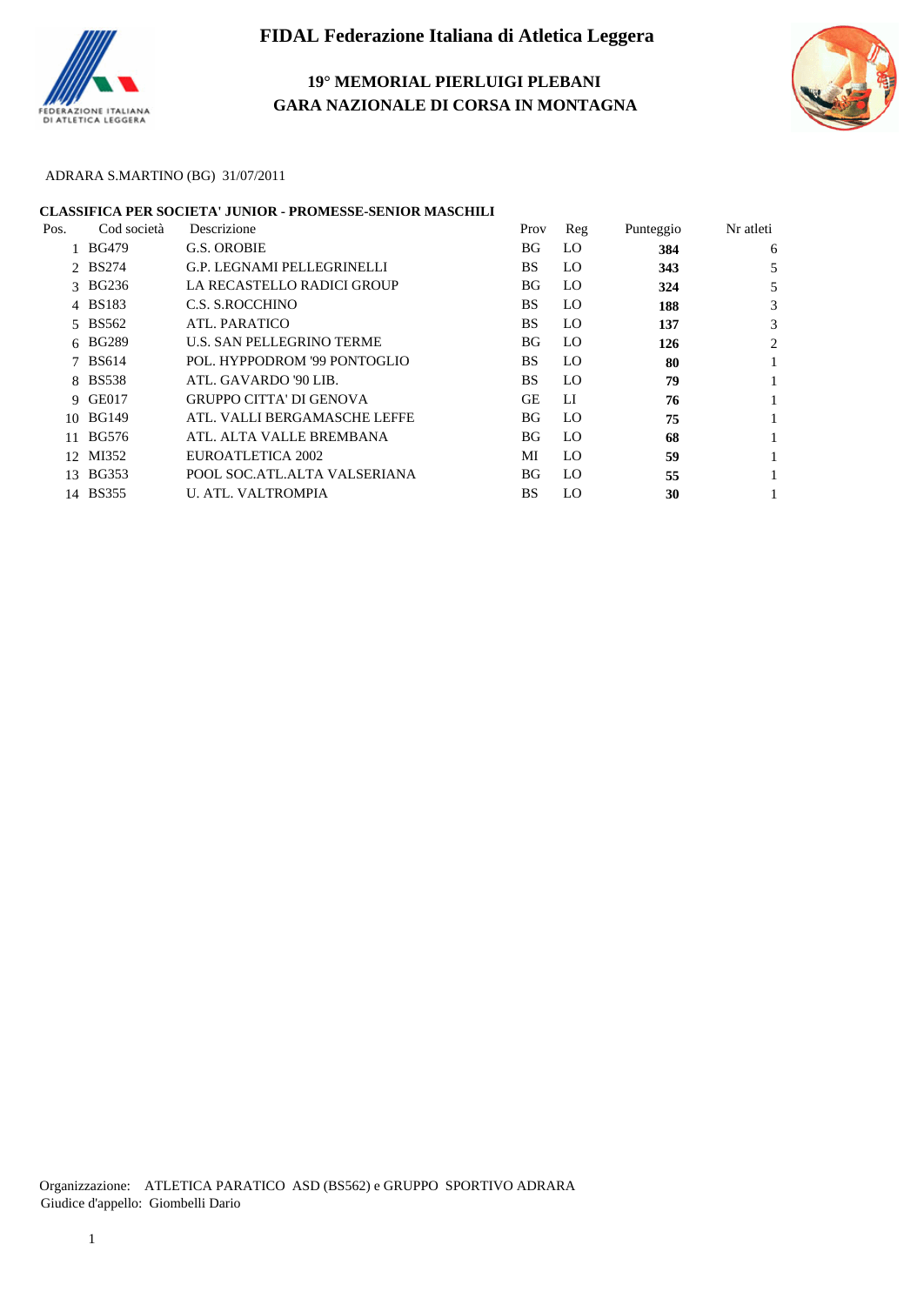# FIDAL Federazione Italiana di Atletica Leggera

## 19° MEMORIAL PIERLUIGI PLEBANI
## GARA NAZIONALE DI CORSA IN MONTAGNA

ADRARA S.MARTINO (BG) 31/07/2011

**CLASSIFICA PER SOCIETA' JUNIOR - PROMESSE-SENIOR MASCHILI**

| Pos. | Cod società | Descrizione | Prov | Reg | Punteggio | Nr atleti |
|---|---|---|---|---|---|---|
| 1 | BG479 | G.S. OROBIE | BG | LO | **384** | 6 |
| 2 | BS274 | G.P. LEGNAMI PELLEGRINELLI | BS | LO | **343** | 5 |
| 3 | BG236 | LA RECASTELLO RADICI GROUP | BG | LO | **324** | 5 |
| 4 | BS183 | C.S. S.ROCCHINO | BS | LO | **188** | 3 |
| 5 | BS562 | ATL. PARATICO | BS | LO | **137** | 3 |
| 6 | BG289 | U.S. SAN PELLEGRINO TERME | BG | LO | **126** | 2 |
| 7 | BS614 | POL. HYPPODROM '99 PONTOGLIO | BS | LO | **80** | 1 |
| 8 | BS538 | ATL. GAVARDO '90 LIB. | BS | LO | **79** | 1 |
| 9 | GE017 | GRUPPO CITTA' DI GENOVA | GE | LI | **76** | 1 |
| 10 | BG149 | ATL. VALLI BERGAMASCHE LEFFE | BG | LO | **75** | 1 |
| 11 | BG576 | ATL. ALTA VALLE BREMBANA | BG | LO | **68** | 1 |
| 12 | MI352 | EUROATLETICA 2002 | MI | LO | **59** | 1 |
| 13 | BG353 | POOL SOC.ATL.ALTA VALSERIANA | BG | LO | **55** | 1 |
| 14 | BS355 | U. ATL. VALTROMPIA | BS | LO | **30** | 1 |

Organizzazione: ATLETICA PARATICO ASD (BS562) e GRUPPO SPORTIVO ADRARA
Giudice d'appello: Giombelli Dario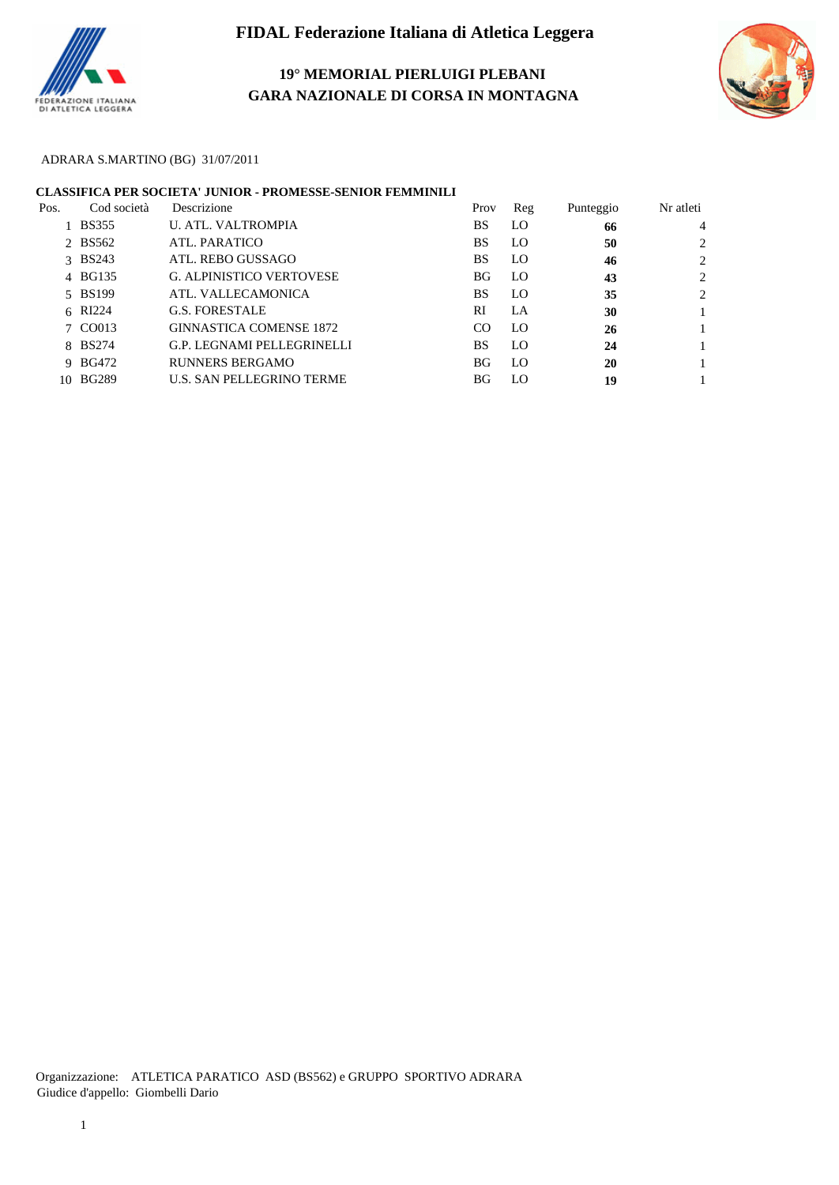# FIDAL Federazione Italiana di Atletica Leggera

## 19° MEMORIAL PIERLUIGI PLEBANI
## GARA NAZIONALE DI CORSA IN MONTAGNA

ADRARA S.MARTINO (BG) 31/07/2011

**CLASSIFICA PER SOCIETA' JUNIOR - PROMESSE-SENIOR FEMMINILI**

| Pos. | Cod società | Descrizione | Prov | Reg | Punteggio | Nr atleti |
|---|---|---|---|---|---|---|
| 1 | BS355 | U. ATL. VALTROMPIA | BS | LO | **66** | 4 |
| 2 | BS562 | ATL. PARATICO | BS | LO | **50** | 2 |
| 3 | BS243 | ATL. REBO GUSSAGO | BS | LO | **46** | 2 |
| 4 | BG135 | G. ALPINISTICO VERTOVESE | BG | LO | **43** | 2 |
| 5 | BS199 | ATL. VALLECAMONICA | BS | LO | **35** | 2 |
| 6 | RI224 | G.S. FORESTALE | RI | LA | **30** | 1 |
| 7 | CO013 | GINNASTICA COMENSE 1872 | CO | LO | **26** | 1 |
| 8 | BS274 | G.P. LEGNAMI PELLEGRINELLI | BS | LO | **24** | 1 |
| 9 | BG472 | RUNNERS BERGAMO | BG | LO | **20** | 1 |
| 10 | BG289 | U.S. SAN PELLEGRINO TERME | BG | LO | **19** | 1 |

Organizzazione: ATLETICA PARATICO ASD (BS562) e GRUPPO SPORTIVO ADRARA
Giudice d'appello: Giombelli Dario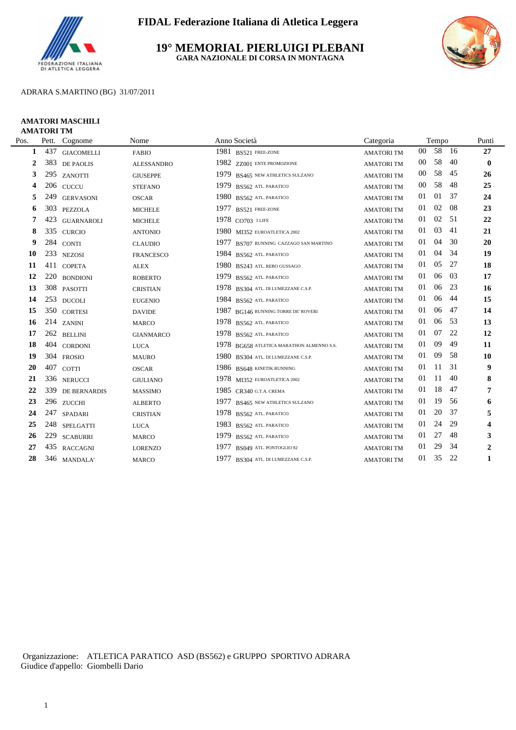**FIDAL Federazione Italiana di Atletica Leggera**

# 19° MEMORIAL PIERLUIGI PLEBANI

**GARA NAZIONALE DI CORSA IN MONTAGNA**

ADRARA S.MARTINO (BG) 31/07/2011

**AMATORI MASCHILI**
**AMATORI TM**

| Pos. | Pett. | Cognome | Nome | Anno | Società | Categoria | Tempo | Punti |
|---|---|---|---|---|---|---|---|---|
| 1 | 437 | GIACOMELLI | FABIO | 1981 | BS521 FREE-ZONE | AMATORI TM | 00 58 16 | 27 |
| 2 | 383 | DE PAOLIS | ALESSANDRO | 1982 | ZZ001 ENTE PROMOZIONE | AMATORI TM | 00 58 40 | 0 |
| 3 | 295 | ZANOTTI | GIUSEPPE | 1979 | BS465 NEW ATHLETICS SULZANO | AMATORI TM | 00 58 45 | 26 |
| 4 | 206 | CUCCU | STEFANO | 1979 | BS562 ATL. PARATICO | AMATORI TM | 00 58 48 | 25 |
| 5 | 249 | GERVASONI | OSCAR | 1980 | BS562 ATL. PARATICO | AMATORI TM | 01 01 37 | 24 |
| 6 | 303 | PEZZOLA | MICHELE | 1977 | BS521 FREE-ZONE | AMATORI TM | 01 02 08 | 23 |
| 7 | 423 | GUARNAROLI | MICHELE | 1978 | CO703 3 LIFE | AMATORI TM | 01 02 51 | 22 |
| 8 | 335 | CURCIO | ANTONIO | 1980 | MI352 EUROATLETICA 2002 | AMATORI TM | 01 03 41 | 21 |
| 9 | 284 | CONTI | CLAUDIO | 1977 | BS707 RUNNING CAZZAGO SAN MARTINO | AMATORI TM | 01 04 30 | 20 |
| 10 | 233 | NEZOSI | FRANCESCO | 1984 | BS562 ATL. PARATICO | AMATORI TM | 01 04 34 | 19 |
| 11 | 411 | COPETA | ALEX | 1980 | BS243 ATL. REBO GUSSAGO | AMATORI TM | 01 05 27 | 18 |
| 12 | 220 | BONDIONI | ROBERTO | 1979 | BS562 ATL. PARATICO | AMATORI TM | 01 06 03 | 17 |
| 13 | 308 | PASOTTI | CRISTIAN | 1978 | BS304 ATL. DI LUMEZZANE C.S.P. | AMATORI TM | 01 06 23 | 16 |
| 14 | 253 | DUCOLI | EUGENIO | 1984 | BS562 ATL. PARATICO | AMATORI TM | 01 06 44 | 15 |
| 15 | 350 | CORTESI | DAVIDE | 1987 | BG146 RUNNING TORRE DE' ROVERI | AMATORI TM | 01 06 47 | 14 |
| 16 | 214 | ZANINI | MARCO | 1978 | BS562 ATL. PARATICO | AMATORI TM | 01 06 53 | 13 |
| 17 | 262 | BELLINI | GIANMARCO | 1978 | BS562 ATL. PARATICO | AMATORI TM | 01 07 22 | 12 |
| 18 | 404 | CORDONI | LUCA | 1978 | BG658 ATLETICA MARATHON ALMENNO S.S. | AMATORI TM | 01 09 49 | 11 |
| 19 | 304 | FROSIO | MAURO | 1980 | BS304 ATL. DI LUMEZZANE C.S.P. | AMATORI TM | 01 09 58 | 10 |
| 20 | 407 | COTTI | OSCAR | 1986 | BS648 KINETIK RUNNING | AMATORI TM | 01 11 31 | 9 |
| 21 | 336 | NERUCCI | GIULIANO | 1978 | MI352 EUROATLETICA 2002 | AMATORI TM | 01 11 40 | 8 |
| 22 | 339 | DE BERNARDIS | MASSIMO | 1985 | CR340 G.T.A. CREMA | AMATORI TM | 01 18 47 | 7 |
| 23 | 296 | ZUCCHI | ALBERTO | 1977 | BS465 NEW ATHLETICS SULZANO | AMATORI TM | 01 19 56 | 6 |
| 24 | 247 | SPADARI | CRISTIAN | 1978 | BS562 ATL. PARATICO | AMATORI TM | 01 20 37 | 5 |
| 25 | 248 | SPELGATTI | LUCA | 1983 | BS562 ATL. PARATICO | AMATORI TM | 01 24 29 | 4 |
| 26 | 229 | SCABURRI | MARCO | 1979 | BS562 ATL. PARATICO | AMATORI TM | 01 27 48 | 3 |
| 27 | 435 | RACCAGNI | LORENZO | 1977 | BS049 ATL. PONTOGLIO 92 | AMATORI TM | 01 29 34 | 2 |
| 28 | 346 | MANDALA' | MARCO | 1977 | BS304 ATL. DI LUMEZZANE C.S.P. | AMATORI TM | 01 35 22 | 1 |

Organizzazione: ATLETICA PARATICO ASD (BS562) e GRUPPO SPORTIVO ADRARA
Giudice d'appello: Giombelli Dario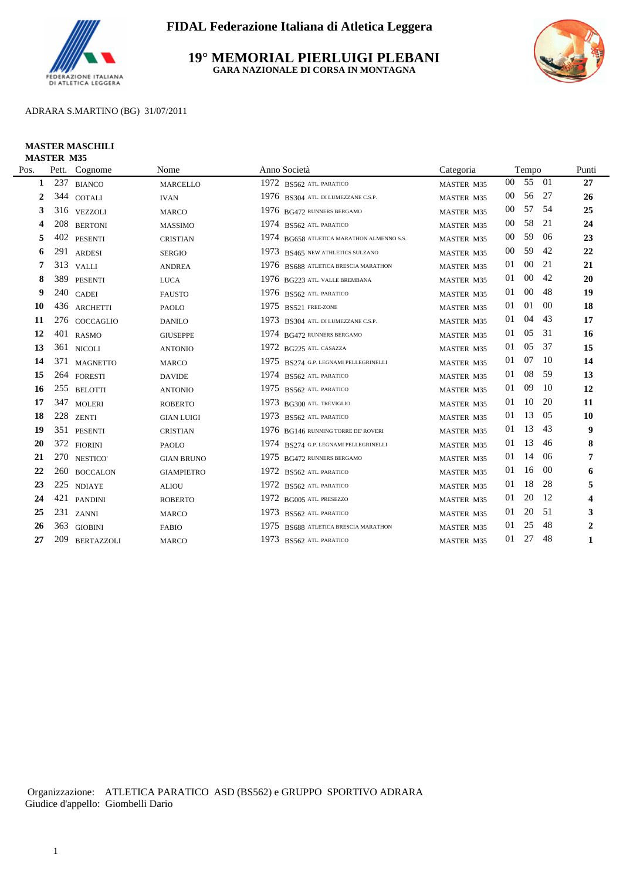# FIDAL Federazione Italiana di Atletica Leggera

## 19° MEMORIAL PIERLUIGI PLEBANI

**GARA NAZIONALE DI CORSA IN MONTAGNA**

ADRARA S.MARTINO (BG) 31/07/2011

**MASTER MASCHILI**
**MASTER M35**

| Pos. | Pett. | Cognome | Nome | Anno | Società | Categoria | Tempo | Punti |
|---|---|---|---|---|---|---|---|---|
| 1 | 237 | BIANCO | MARCELLO | 1972 | BS562 ATL. PARATICO | MASTER M35 | 00 55 01 | 27 |
| 2 | 344 | COTALI | IVAN | 1976 | BS304 ATL. DI LUMEZZANE C.S.P. | MASTER M35 | 00 56 27 | 26 |
| 3 | 316 | VEZZOLI | MARCO | 1976 | BG472 RUNNERS BERGAMO | MASTER M35 | 00 57 54 | 25 |
| 4 | 208 | BERTONI | MASSIMO | 1974 | BS562 ATL. PARATICO | MASTER M35 | 00 58 21 | 24 |
| 5 | 402 | PESENTI | CRISTIAN | 1974 | BG658 ATLETICA MARATHON ALMENNO S.S. | MASTER M35 | 00 59 06 | 23 |
| 6 | 291 | ARDESI | SERGIO | 1973 | BS465 NEW ATHLETICS SULZANO | MASTER M35 | 00 59 42 | 22 |
| 7 | 313 | VALLI | ANDREA | 1976 | BS688 ATLETICA BRESCIA MARATHON | MASTER M35 | 01 00 21 | 21 |
| 8 | 389 | PESENTI | LUCA | 1976 | BG223 ATL. VALLE BREMBANA | MASTER M35 | 01 00 42 | 20 |
| 9 | 240 | CADEI | FAUSTO | 1976 | BS562 ATL. PARATICO | MASTER M35 | 01 00 48 | 19 |
| 10 | 436 | ARCHETTI | PAOLO | 1975 | BS521 FREE-ZONE | MASTER M35 | 01 01 00 | 18 |
| 11 | 276 | COCCAGLIO | DANILO | 1973 | BS304 ATL. DI LUMEZZANE C.S.P. | MASTER M35 | 01 04 43 | 17 |
| 12 | 401 | RASMO | GIUSEPPE | 1974 | BG472 RUNNERS BERGAMO | MASTER M35 | 01 05 31 | 16 |
| 13 | 361 | NICOLI | ANTONIO | 1972 | BG225 ATL. CASAZZA | MASTER M35 | 01 05 37 | 15 |
| 14 | 371 | MAGNETTO | MARCO | 1975 | BS274 G.P. LEGNAMI PELLEGRINELLI | MASTER M35 | 01 07 10 | 14 |
| 15 | 264 | FORESTI | DAVIDE | 1974 | BS562 ATL. PARATICO | MASTER M35 | 01 08 59 | 13 |
| 16 | 255 | BELOTTI | ANTONIO | 1975 | BS562 ATL. PARATICO | MASTER M35 | 01 09 10 | 12 |
| 17 | 347 | MOLERI | ROBERTO | 1973 | BG300 ATL. TREVIGLIO | MASTER M35 | 01 10 20 | 11 |
| 18 | 228 | ZENTI | GIAN LUIGI | 1973 | BS562 ATL. PARATICO | MASTER M35 | 01 13 05 | 10 |
| 19 | 351 | PESENTI | CRISTIAN | 1976 | BG146 RUNNING TORRE DE' ROVERI | MASTER M35 | 01 13 43 | 9 |
| 20 | 372 | FIORINI | PAOLO | 1974 | BS274 G.P. LEGNAMI PELLEGRINELLI | MASTER M35 | 01 13 46 | 8 |
| 21 | 270 | NESTICO' | GIAN BRUNO | 1975 | BG472 RUNNERS BERGAMO | MASTER M35 | 01 14 06 | 7 |
| 22 | 260 | BOCCALON | GIAMPIETRO | 1972 | BS562 ATL. PARATICO | MASTER M35 | 01 16 00 | 6 |
| 23 | 225 | NDIAYE | ALIOU | 1972 | BS562 ATL. PARATICO | MASTER M35 | 01 18 28 | 5 |
| 24 | 421 | PANDINI | ROBERTO | 1972 | BG005 ATL. PRESEZZO | MASTER M35 | 01 20 12 | 4 |
| 25 | 231 | ZANNI | MARCO | 1973 | BS562 ATL. PARATICO | MASTER M35 | 01 20 51 | 3 |
| 26 | 363 | GIOBINI | FABIO | 1975 | BS688 ATLETICA BRESCIA MARATHON | MASTER M35 | 01 25 48 | 2 |
| 27 | 209 | BERTAZZOLI | MARCO | 1973 | BS562 ATL. PARATICO | MASTER M35 | 01 27 48 | 1 |

Organizzazione: ATLETICA PARATICO ASD (BS562) e GRUPPO SPORTIVO ADRARA
Giudice d'appello: Giombelli Dario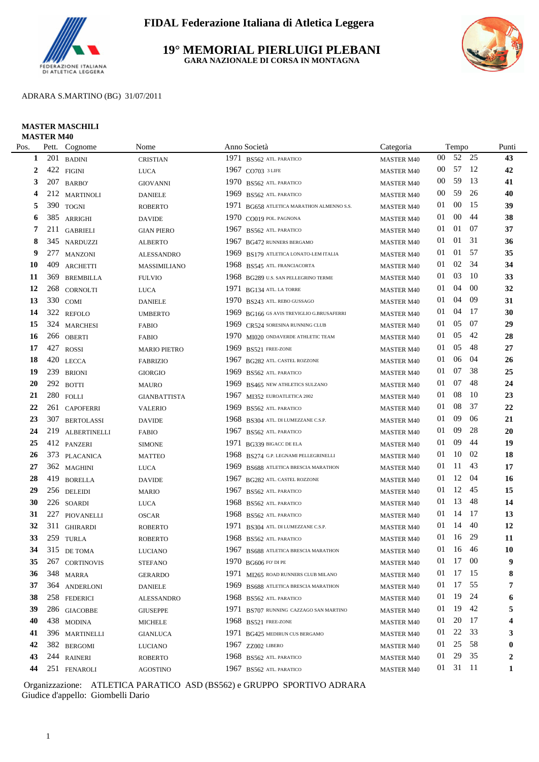# FIDAL Federazione Italiana di Atletica Leggera

## 19° MEMORIAL PIERLUIGI PLEBANI

GARA NAZIONALE DI CORSA IN MONTAGNA

ADRARA S.MARTINO (BG) 31/07/2011

**MASTER MASCHILI**
**MASTER M40**

| Pos. | Pett. | Cognome | Nome | Anno | Società | Categoria | Tempo | | | Punti |
|---|---|---|---|---|---|---|---|---|---|---|
| 1 | 201 | BADINI | CRISTIAN | 1971 | BS562 ATL. PARATICO | MASTER M40 | 00 | 52 | 25 | 43 |
| 2 | 422 | FIGINI | LUCA | 1967 | CO703 3 LIFE | MASTER M40 | 00 | 57 | 12 | 42 |
| 3 | 207 | BARBO' | GIOVANNI | 1970 | BS562 ATL. PARATICO | MASTER M40 | 00 | 59 | 13 | 41 |
| 4 | 212 | MARTINOLI | DANIELE | 1969 | BS562 ATL. PARATICO | MASTER M40 | 00 | 59 | 26 | 40 |
| 5 | 390 | TOGNI | ROBERTO | 1971 | BG658 ATLETICA MARATHON ALMENNO S.S. | MASTER M40 | 01 | 00 | 15 | 39 |
| 6 | 385 | ARRIGHI | DAVIDE | 1970 | CO019 POL. PAGNONA | MASTER M40 | 01 | 00 | 44 | 38 |
| 7 | 211 | GABRIELI | GIAN PIERO | 1967 | BS562 ATL. PARATICO | MASTER M40 | 01 | 01 | 07 | 37 |
| 8 | 345 | NARDUZZI | ALBERTO | 1967 | BG472 RUNNERS BERGAMO | MASTER M40 | 01 | 01 | 31 | 36 |
| 9 | 277 | MANZONI | ALESSANDRO | 1969 | BS179 ATLETICA LONATO-LEM ITALIA | MASTER M40 | 01 | 01 | 57 | 35 |
| 10 | 409 | ARCHETTI | MASSIMILIANO | 1968 | BS545 ATL. FRANCIACORTA | MASTER M40 | 01 | 02 | 34 | 34 |
| 11 | 369 | BREMBILLA | FULVIO | 1968 | BG289 U.S. SAN PELLEGRINO TERME | MASTER M40 | 01 | 03 | 10 | 33 |
| 12 | 268 | CORNOLTI | LUCA | 1971 | BG134 ATL. LA TORRE | MASTER M40 | 01 | 04 | 00 | 32 |
| 13 | 330 | COMI | DANIELE | 1970 | BG243 ATL. REBO GUSSAGO | MASTER M40 | 01 | 04 | 09 | 31 |
| 14 | 322 | REFOLO | UMBERTO | 1969 | BG166 GS AVIS TREVIGLIO G.BRUSAFERRI | MASTER M40 | 01 | 04 | 17 | 30 |
| 15 | 324 | MARCHESI | FABIO | 1969 | CR524 SORESINA RUNNING CLUB | MASTER M40 | 01 | 05 | 07 | 29 |
| 16 | 266 | OBERTI | FABIO | 1970 | MI020 ONDAVERDE ATHLETIC TEAM | MASTER M40 | 01 | 05 | 42 | 28 |
| 17 | 427 | ROSSI | MARIO PIETRO | 1969 | BS521 FREE-ZONE | MASTER M40 | 01 | 05 | 48 | 27 |
| 18 | 420 | LECCA | FABRIZIO | 1967 | BG282 ATL. CASTEL ROZZONE | MASTER M40 | 01 | 06 | 04 | 26 |
| 19 | 239 | BRIONI | GIORGIO | 1969 | BS562 ATL. PARATICO | MASTER M40 | 01 | 07 | 38 | 25 |
| 20 | 292 | BOTTI | MAURO | 1969 | BS465 NEW ATHLETICS SULZANO | MASTER M40 | 01 | 07 | 48 | 24 |
| 21 | 280 | FOLLI | GIANBATTISTA | 1967 | MI352 EUROATLETICA 2002 | MASTER M40 | 01 | 08 | 10 | 23 |
| 22 | 261 | CAPOFERRI | VALERIO | 1969 | BS562 ATL. PARATICO | MASTER M40 | 01 | 08 | 37 | 22 |
| 23 | 307 | BERTOLASSI | DAVIDE | 1968 | BS304 ATL. DI LUMEZZANE C.S.P. | MASTER M40 | 01 | 09 | 06 | 21 |
| 24 | 219 | ALBERTINELLI | FABIO | 1967 | BS562 ATL. PARATICO | MASTER M40 | 01 | 09 | 28 | 20 |
| 25 | 412 | PANZERI | SIMONE | 1971 | BG339 BIGACC DE ELA | MASTER M40 | 01 | 09 | 44 | 19 |
| 26 | 373 | PLACANICA | MATTEO | 1968 | BS274 G.P. LEGNAMI PELLEGRINELLI | MASTER M40 | 01 | 10 | 02 | 18 |
| 27 | 362 | MAGHINI | LUCA | 1969 | BS688 ATLETICA BRESCIA MARATHON | MASTER M40 | 01 | 11 | 43 | 17 |
| 28 | 419 | BORELLA | DAVIDE | 1967 | BG282 ATL. CASTEL ROZZONE | MASTER M40 | 01 | 12 | 04 | 16 |
| 29 | 256 | DELEIDI | MARIO | 1967 | BS562 ATL. PARATICO | MASTER M40 | 01 | 12 | 45 | 15 |
| 30 | 226 | SOARDI | LUCA | 1968 | BS562 ATL. PARATICO | MASTER M40 | 01 | 13 | 48 | 14 |
| 31 | 227 | PIOVANELLI | OSCAR | 1968 | BS562 ATL. PARATICO | MASTER M40 | 01 | 14 | 17 | 13 |
| 32 | 311 | GHIRARDI | ROBERTO | 1971 | BS304 ATL. DI LUMEZZANE C.S.P. | MASTER M40 | 01 | 14 | 40 | 12 |
| 33 | 259 | TURLA | ROBERTO | 1968 | BS562 ATL. PARATICO | MASTER M40 | 01 | 16 | 29 | 11 |
| 34 | 315 | DE TOMA | LUCIANO | 1967 | BS688 ATLETICA BRESCIA MARATHON | MASTER M40 | 01 | 16 | 46 | 10 |
| 35 | 267 | CORTINOVIS | STEFANO | 1970 | BG606 FO' DI PE | MASTER M40 | 01 | 17 | 00 | 9 |
| 36 | 348 | MARRA | GERARDO | 1971 | MI265 ROAD RUNNERS CLUB MILANO | MASTER M40 | 01 | 17 | 15 | 8 |
| 37 | 364 | ANDERLONI | DANIELE | 1969 | BS688 ATLETICA BRESCIA MARATHON | MASTER M40 | 01 | 17 | 55 | 7 |
| 38 | 258 | FEDERICI | ALESSANDRO | 1968 | BS562 ATL. PARATICO | MASTER M40 | 01 | 19 | 24 | 6 |
| 39 | 286 | GIACOBBE | GIUSEPPE | 1971 | BS707 RUNNING CAZZAGO SAN MARTINO | MASTER M40 | 01 | 19 | 42 | 5 |
| 40 | 438 | MODINA | MICHELE | 1968 | BS521 FREE-ZONE | MASTER M40 | 01 | 20 | 17 | 4 |
| 41 | 396 | MARTINELLI | GIANLUCA | 1971 | BG425 MEDIRUN CUS BERGAMO | MASTER M40 | 01 | 22 | 33 | 3 |
| 42 | 382 | BERGOMI | LUCIANO | 1967 | ZZ002 LIBERO | MASTER M40 | 01 | 25 | 58 | 0 |
| 43 | 244 | RAINERI | ROBERTO | 1968 | BS562 ATL. PARATICO | MASTER M40 | 01 | 29 | 35 | 2 |
| 44 | 251 | FENAROLI | AGOSTINO | 1967 | BS562 ATL. PARATICO | MASTER M40 | 01 | 31 | 11 | 1 |

Organizzazione: ATLETICA PARATICO ASD (BS562) e GRUPPO SPORTIVO ADRARA
Giudice d'appello: Giombelli Dario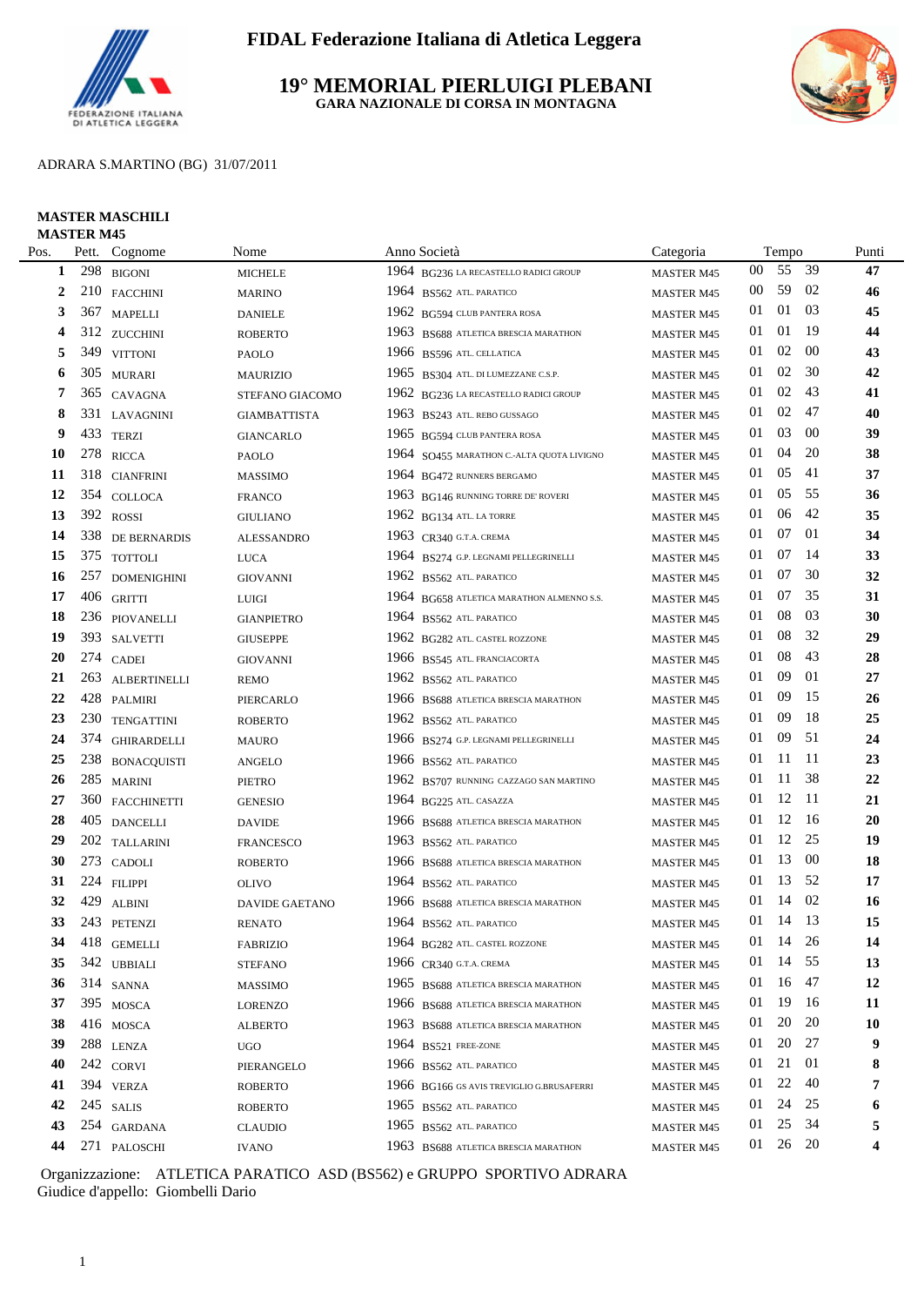# FIDAL Federazione Italiana di Atletica Leggera

## 19° MEMORIAL PIERLUIGI PLEBANI

### GARA NAZIONALE DI CORSA IN MONTAGNA

ADRARA S.MARTINO (BG) 31/07/2011

**MASTER MASCHILI**
**MASTER M45**

| Pos. | Pett. | Cognome | Nome | Anno | Società | Categoria | Tempo | | | Punti |
|---|---|---|---|---|---|---|---|---|---|---|
| **1** | 298 | BIGONI | MICHELE | 1964 | BG236 LA RECASTELLO RADICI GROUP | MASTER M45 | 00 | 55 | 39 | **47** |
| **2** | 210 | FACCHINI | MARINO | 1964 | BS562 ATL. PARATICO | MASTER M45 | 00 | 59 | 02 | **46** |
| **3** | 367 | MAPELLI | DANIELE | 1962 | BG594 CLUB PANTERA ROSA | MASTER M45 | 01 | 01 | 03 | **45** |
| **4** | 312 | ZUCCHINI | ROBERTO | 1963 | BS688 ATLETICA BRESCIA MARATHON | MASTER M45 | 01 | 01 | 19 | **44** |
| **5** | 349 | VITTONI | PAOLO | 1966 | BS596 ATL. CELLATICA | MASTER M45 | 01 | 02 | 00 | **43** |
| **6** | 305 | MURARI | MAURIZIO | 1965 | BS304 ATL. DI LUMEZZANE C.S.P. | MASTER M45 | 01 | 02 | 30 | **42** |
| **7** | 365 | CAVAGNA | STEFANO GIACOMO | 1962 | BG236 LA RECASTELLO RADICI GROUP | MASTER M45 | 01 | 02 | 43 | **41** |
| **8** | 331 | LAVAGNINI | GIAMBATTISTA | 1963 | BS243 ATL. REBO GUSSAGO | MASTER M45 | 01 | 02 | 47 | **40** |
| **9** | 433 | TERZI | GIANCARLO | 1965 | BG594 CLUB PANTERA ROSA | MASTER M45 | 01 | 03 | 00 | **39** |
| **10** | 278 | RICCA | PAOLO | 1964 | SO455 MARATHON C.-ALTA QUOTA LIVIGNO | MASTER M45 | 01 | 04 | 20 | **38** |
| **11** | 318 | CIANFRINI | MASSIMO | 1964 | BG472 RUNNERS BERGAMO | MASTER M45 | 01 | 05 | 41 | **37** |
| **12** | 354 | COLLOCA | FRANCO | 1963 | BG146 RUNNING TORRE DE' ROVERI | MASTER M45 | 01 | 05 | 55 | **36** |
| **13** | 392 | ROSSI | GIULIANO | 1962 | BG134 ATL. LA TORRE | MASTER M45 | 01 | 06 | 42 | **35** |
| **14** | 338 | DE BERNARDIS | ALESSANDRO | 1963 | CR340 G.T.A. CREMA | MASTER M45 | 01 | 07 | 01 | **34** |
| **15** | 375 | TOTTOLI | LUCA | 1964 | BS274 G.P. LEGNAMI PELLEGRINELLI | MASTER M45 | 01 | 07 | 14 | **33** |
| **16** | 257 | DOMENIGHINI | GIOVANNI | 1962 | BS562 ATL. PARATICO | MASTER M45 | 01 | 07 | 30 | **32** |
| **17** | 406 | GRITTI | LUIGI | 1964 | BG658 ATLETICA MARATHON ALMENNO S.S. | MASTER M45 | 01 | 07 | 35 | **31** |
| **18** | 236 | PIOVANELLI | GIANPIETRO | 1964 | BS562 ATL. PARATICO | MASTER M45 | 01 | 08 | 03 | **30** |
| **19** | 393 | SALVETTI | GIUSEPPE | 1962 | BG282 ATL. CASTEL ROZZONE | MASTER M45 | 01 | 08 | 32 | **29** |
| **20** | 274 | CADEI | GIOVANNI | 1966 | BS545 ATL. FRANCIACORTA | MASTER M45 | 01 | 08 | 43 | **28** |
| **21** | 263 | ALBERTINELLI | REMO | 1962 | BS562 ATL. PARATICO | MASTER M45 | 01 | 09 | 01 | **27** |
| **22** | 428 | PALMIRI | PIERCARLO | 1966 | BS688 ATLETICA BRESCIA MARATHON | MASTER M45 | 01 | 09 | 15 | **26** |
| **23** | 230 | TENGATTINI | ROBERTO | 1962 | BS562 ATL. PARATICO | MASTER M45 | 01 | 09 | 18 | **25** |
| **24** | 374 | GHIRARDELLI | MAURO | 1966 | BS274 G.P. LEGNAMI PELLEGRINELLI | MASTER M45 | 01 | 09 | 51 | **24** |
| **25** | 238 | BONACQUISTI | ANGELO | 1966 | BS562 ATL. PARATICO | MASTER M45 | 01 | 11 | 11 | **23** |
| **26** | 285 | MARINI | PIETRO | 1962 | BS707 RUNNING CAZZAGO SAN MARTINO | MASTER M45 | 01 | 11 | 38 | **22** |
| **27** | 360 | FACCHINETTI | GENESIO | 1964 | BG225 ATL. CASAZZA | MASTER M45 | 01 | 12 | 11 | **21** |
| **28** | 405 | DANCELLI | DAVIDE | 1966 | BS688 ATLETICA BRESCIA MARATHON | MASTER M45 | 01 | 12 | 16 | **20** |
| **29** | 202 | TALLARINI | FRANCESCO | 1963 | BS562 ATL. PARATICO | MASTER M45 | 01 | 12 | 25 | **19** |
| **30** | 273 | CADOLI | ROBERTO | 1966 | BS688 ATLETICA BRESCIA MARATHON | MASTER M45 | 01 | 13 | 00 | **18** |
| **31** | 224 | FILIPPI | OLIVO | 1964 | BS562 ATL. PARATICO | MASTER M45 | 01 | 13 | 52 | **17** |
| **32** | 429 | ALBINI | DAVIDE GAETANO | 1966 | BS688 ATLETICA BRESCIA MARATHON | MASTER M45 | 01 | 14 | 02 | **16** |
| **33** | 243 | PETENZI | RENATO | 1964 | BS562 ATL. PARATICO | MASTER M45 | 01 | 14 | 13 | **15** |
| **34** | 418 | GEMELLI | FABRIZIO | 1964 | BG282 ATL. CASTEL ROZZONE | MASTER M45 | 01 | 14 | 26 | **14** |
| **35** | 342 | UBBIALI | STEFANO | 1966 | CR340 G.T.A. CREMA | MASTER M45 | 01 | 14 | 55 | **13** |
| **36** | 314 | SANNA | MASSIMO | 1965 | BS688 ATLETICA BRESCIA MARATHON | MASTER M45 | 01 | 16 | 47 | **12** |
| **37** | 395 | MOSCA | LORENZO | 1966 | BS688 ATLETICA BRESCIA MARATHON | MASTER M45 | 01 | 19 | 16 | **11** |
| **38** | 416 | MOSCA | ALBERTO | 1963 | BS688 ATLETICA BRESCIA MARATHON | MASTER M45 | 01 | 20 | 20 | **10** |
| **39** | 288 | LENZA | UGO | 1964 | BS521 FREE-ZONE | MASTER M45 | 01 | 20 | 27 | **9** |
| **40** | 242 | CORVI | PIERANGELO | 1966 | BS562 ATL. PARATICO | MASTER M45 | 01 | 21 | 01 | **8** |
| **41** | 394 | VERZA | ROBERTO | 1966 | BG166 GS AVIS TREVIGLIO G.BRUSAFERRI | MASTER M45 | 01 | 22 | 40 | **7** |
| **42** | 245 | SALIS | ROBERTO | 1965 | BS562 ATL. PARATICO | MASTER M45 | 01 | 24 | 25 | **6** |
| **43** | 254 | GARDANA | CLAUDIO | 1965 | BS562 ATL. PARATICO | MASTER M45 | 01 | 25 | 34 | **5** |
| **44** | 271 | PALOSCHI | IVANO | 1963 | BS688 ATLETICA BRESCIA MARATHON | MASTER M45 | 01 | 26 | 20 | **4** |

Organizzazione: ATLETICA PARATICO ASD (BS562) e GRUPPO SPORTIVO ADRARA
Giudice d'appello: Giombelli Dario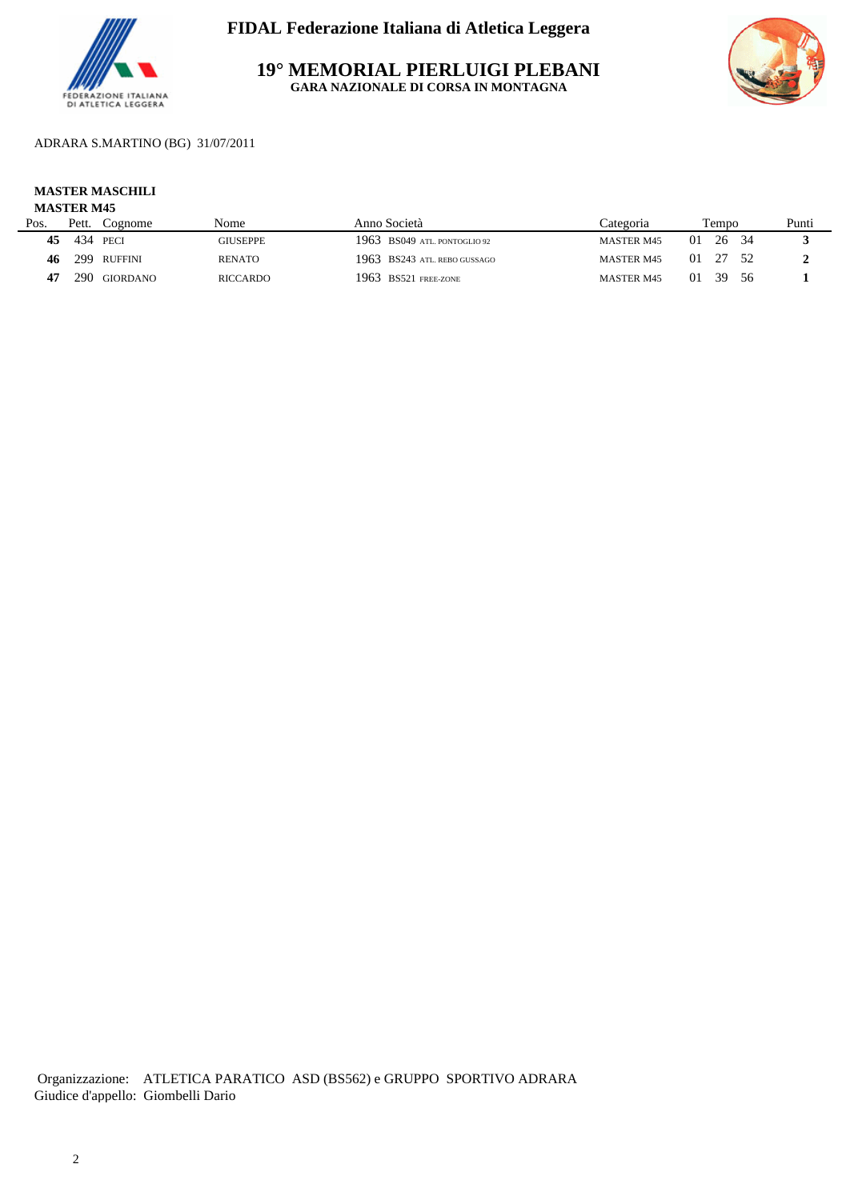FIDAL Federazione Italiana di Atletica Leggera

# 19° MEMORIAL PIERLUIGI PLEBANI

## GARA NAZIONALE DI CORSA IN MONTAGNA

ADRARA S.MARTINO (BG) 31/07/2011

**MASTER MASCHILI**

**MASTER M45**

| Pos. | Pett. | Cognome | Nome | Anno | Società | Categoria | Tempo | Punti |
|---|---|---|---|---|---|---|---|---|
| **45** | 434 | PECI | GIUSEPPE | 1963 | BS049 ATL. PONTOGLIO 92 | MASTER M45 | 01 26 34 | **3** |
| **46** | 299 | RUFFINI | RENATO | 1963 | BS243 ATL. REBO GUSSAGO | MASTER M45 | 01 27 52 | **2** |
| **47** | 290 | GIORDANO | RICCARDO | 1963 | BS521 FREE-ZONE | MASTER M45 | 01 39 56 | **1** |

Organizzazione: ATLETICA PARATICO ASD (BS562) e GRUPPO SPORTIVO ADRARA
Giudice d'appello: Giombelli Dario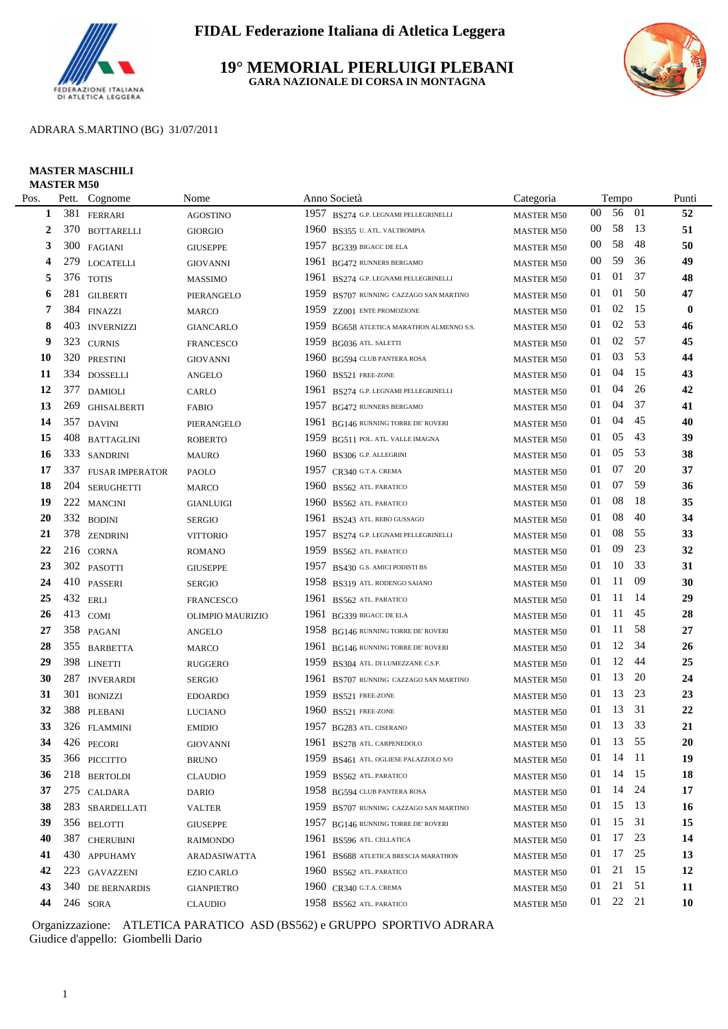# FIDAL Federazione Italiana di Atletica Leggera

## 19° MEMORIAL PIERLUIGI PLEBANI

**GARA NAZIONALE DI CORSA IN MONTAGNA**

ADRARA S.MARTINO (BG) 31/07/2011

**MASTER MASCHILI**

**MASTER M50**

| Pos. | Pett. | Cognome | Nome | Anno | Società | Categoria | Tempo | | | Punti |
|---|---|---|---|---|---|---|---|---|---|---|
| 1 | 381 | FERRARI | AGOSTINO | 1957 | BS274 G.P. LEGNAMI PELLEGRINELLI | MASTER M50 | 00 | 56 | 01 | 52 |
| 2 | 370 | BOTTARELLI | GIORGIO | 1960 | BS355 U. ATL. VALTROMPIA | MASTER M50 | 00 | 58 | 13 | 51 |
| 3 | 300 | FAGIANI | GIUSEPPE | 1957 | BG339 BIGACC DE ELA | MASTER M50 | 00 | 58 | 48 | 50 |
| 4 | 279 | LOCATELLI | GIOVANNI | 1961 | BG472 RUNNERS BERGAMO | MASTER M50 | 00 | 59 | 36 | 49 |
| 5 | 376 | TOTIS | MASSIMO | 1961 | BS274 G.P. LEGNAMI PELLEGRINELLI | MASTER M50 | 01 | 01 | 37 | 48 |
| 6 | 281 | GILBERTI | PIERANGELO | 1959 | BS707 RUNNING CAZZAGO SAN MARTINO | MASTER M50 | 01 | 01 | 50 | 47 |
| 7 | 384 | FINAZZI | MARCO | 1959 | ZZ001 ENTE PROMOZIONE | MASTER M50 | 01 | 02 | 15 | 0 |
| 8 | 403 | INVERNIZZI | GIANCARLO | 1959 | BG658 ATLETICA MARATHON ALMENNO S.S. | MASTER M50 | 01 | 02 | 53 | 46 |
| 9 | 323 | CURNIS | FRANCESCO | 1959 | BG036 ATL. SALETTI | MASTER M50 | 01 | 02 | 57 | 45 |
| 10 | 320 | PRESTINI | GIOVANNI | 1960 | BG594 CLUB PANTERA ROSA | MASTER M50 | 01 | 03 | 53 | 44 |
| 11 | 334 | DOSSELLI | ANGELO | 1960 | BS521 FREE-ZONE | MASTER M50 | 01 | 04 | 15 | 43 |
| 12 | 377 | DAMIOLI | CARLO | 1961 | BS274 G.P. LEGNAMI PELLEGRINELLI | MASTER M50 | 01 | 04 | 26 | 42 |
| 13 | 269 | GHISALBERTI | FABIO | 1957 | BG472 RUNNERS BERGAMO | MASTER M50 | 01 | 04 | 37 | 41 |
| 14 | 357 | DAVINI | PIERANGELO | 1961 | BG146 RUNNING TORRE DE' ROVERI | MASTER M50 | 01 | 04 | 45 | 40 |
| 15 | 408 | BATTAGLINI | ROBERTO | 1959 | BG511 POL. ATL. VALLE IMAGNA | MASTER M50 | 01 | 05 | 43 | 39 |
| 16 | 333 | SANDRINI | MAURO | 1960 | BS306 G.P. ALLEGRINI | MASTER M50 | 01 | 05 | 53 | 38 |
| 17 | 337 | FUSAR IMPERATOR | PAOLO | 1957 | CR340 G.T.A. CREMA | MASTER M50 | 01 | 07 | 20 | 37 |
| 18 | 204 | SERUGHETTI | MARCO | 1960 | BS562 ATL. PARATICO | MASTER M50 | 01 | 07 | 59 | 36 |
| 19 | 222 | MANCINI | GIANLUIGI | 1960 | BS562 ATL. PARATICO | MASTER M50 | 01 | 08 | 18 | 35 |
| 20 | 332 | BODINI | SERGIO | 1961 | BS243 ATL. REBO GUSSAGO | MASTER M50 | 01 | 08 | 40 | 34 |
| 21 | 378 | ZENDRINI | VITTORIO | 1957 | BS274 G.P. LEGNAMI PELLEGRINELLI | MASTER M50 | 01 | 08 | 55 | 33 |
| 22 | 216 | CORNA | ROMANO | 1959 | BS562 ATL. PARATICO | MASTER M50 | 01 | 09 | 23 | 32 |
| 23 | 302 | PASOTTI | GIUSEPPE | 1957 | BS430 G.S. AMICI PODISTI BS | MASTER M50 | 01 | 10 | 33 | 31 |
| 24 | 410 | PASSERI | SERGIO | 1958 | BS319 ATL. RODENGO SAIANO | MASTER M50 | 01 | 11 | 09 | 30 |
| 25 | 432 | ERLI | FRANCESCO | 1961 | BS562 ATL. PARATICO | MASTER M50 | 01 | 11 | 14 | 29 |
| 26 | 413 | COMI | OLIMPIO MAURIZIO | 1961 | BG339 BIGACC DE ELA | MASTER M50 | 01 | 11 | 45 | 28 |
| 27 | 358 | PAGANI | ANGELO | 1958 | BG146 RUNNING TORRE DE' ROVERI | MASTER M50 | 01 | 11 | 58 | 27 |
| 28 | 355 | BARBETTA | MARCO | 1961 | BG146 RUNNING TORRE DE' ROVERI | MASTER M50 | 01 | 12 | 34 | 26 |
| 29 | 398 | LINETTI | RUGGERO | 1959 | BS304 ATL. DI LUMEZZANE C.S.P. | MASTER M50 | 01 | 12 | 44 | 25 |
| 30 | 287 | INVERARDI | SERGIO | 1961 | BS707 RUNNING CAZZAGO SAN MARTINO | MASTER M50 | 01 | 13 | 20 | 24 |
| 31 | 301 | BONIZZI | EDOARDO | 1959 | BS521 FREE-ZONE | MASTER M50 | 01 | 13 | 23 | 23 |
| 32 | 388 | PLEBANI | LUCIANO | 1960 | BS521 FREE-ZONE | MASTER M50 | 01 | 13 | 31 | 22 |
| 33 | 326 | FLAMMINI | EMIDIO | 1957 | BG283 ATL. CISERANO | MASTER M50 | 01 | 13 | 33 | 21 |
| 34 | 426 | PECORI | GIOVANNI | 1961 | BS278 ATL. CARPENEDOLO | MASTER M50 | 01 | 13 | 55 | 20 |
| 35 | 366 | PICCITTO | BRUNO | 1959 | BS461 ATL. OGLIESE PALAZZOLO S/O | MASTER M50 | 01 | 14 | 11 | 19 |
| 36 | 218 | BERTOLDI | CLAUDIO | 1959 | BS562 ATL. PARATICO | MASTER M50 | 01 | 14 | 15 | 18 |
| 37 | 275 | CALDARA | DARIO | 1958 | BG594 CLUB PANTERA ROSA | MASTER M50 | 01 | 14 | 24 | 17 |
| 38 | 283 | SBARDELLATI | VALTER | 1959 | BS707 RUNNING CAZZAGO SAN MARTINO | MASTER M50 | 01 | 15 | 13 | 16 |
| 39 | 356 | BELOTTI | GIUSEPPE | 1957 | BG146 RUNNING TORRE DE' ROVERI | MASTER M50 | 01 | 15 | 31 | 15 |
| 40 | 387 | CHERUBINI | RAIMONDO | 1961 | BS596 ATL. CELLATICA | MASTER M50 | 01 | 17 | 23 | 14 |
| 41 | 430 | APPUHAMY | ARADASIWATTA | 1961 | BS688 ATLETICA BRESCIA MARATHON | MASTER M50 | 01 | 17 | 25 | 13 |
| 42 | 223 | GAVAZZENI | EZIO CARLO | 1960 | BS562 ATL. PARATICO | MASTER M50 | 01 | 21 | 15 | 12 |
| 43 | 340 | DE BERNARDIS | GIANPIETRO | 1960 | CR340 G.T.A. CREMA | MASTER M50 | 01 | 21 | 51 | 11 |
| 44 | 246 | SORA | CLAUDIO | 1958 | BS562 ATL. PARATICO | MASTER M50 | 01 | 22 | 21 | 10 |

Organizzazione: ATLETICA PARATICO ASD (BS562) e GRUPPO SPORTIVO ADRARA

Giudice d'appello: Giombelli Dario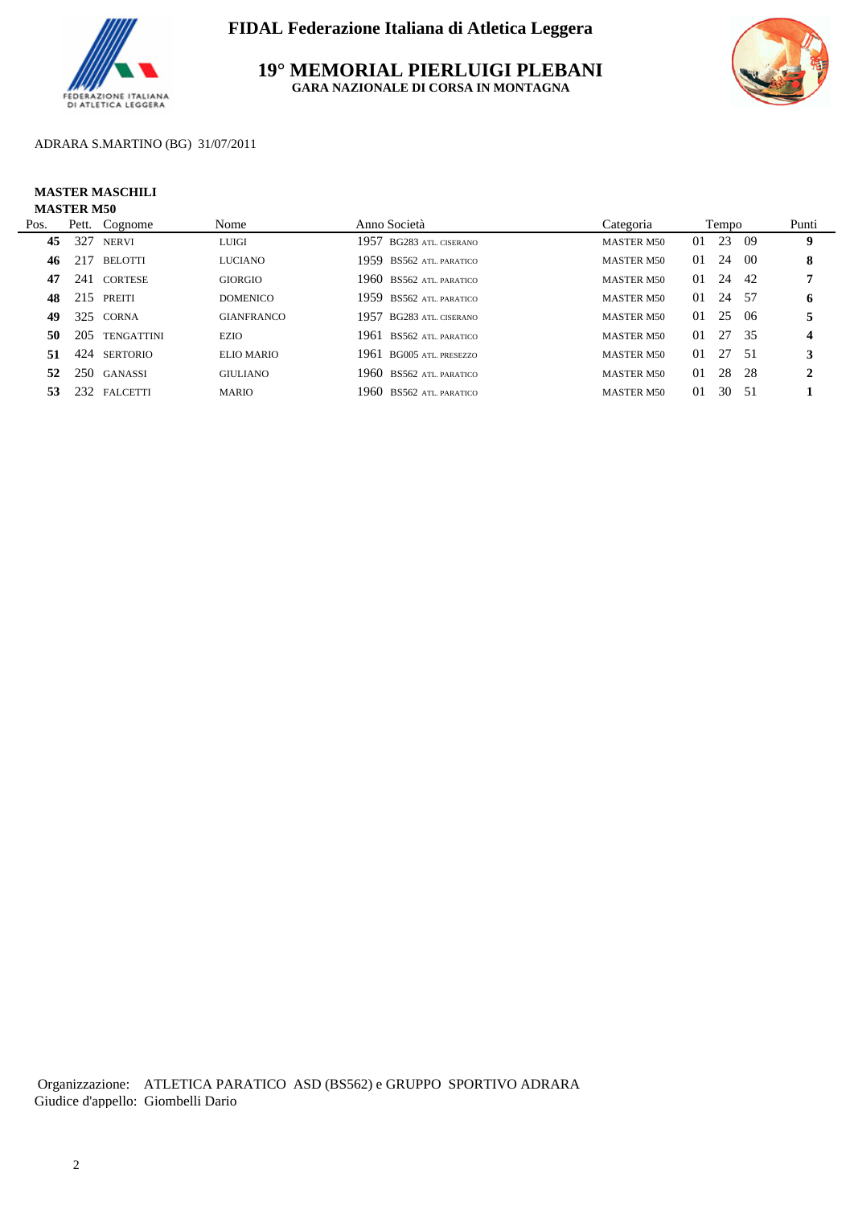# FIDAL Federazione Italiana di Atletica Leggera

## 19° MEMORIAL PIERLUIGI PLEBANI

### GARA NAZIONALE DI CORSA IN MONTAGNA

ADRARA S.MARTINO (BG) 31/07/2011

**MASTER MASCHILI**
**MASTER M50**

| Pos. | Pett. | Cognome | Nome | Anno | Società | Categoria | Tempo | Punti |
|---|---|---|---|---|---|---|---|---|
| **45** | 327 | NERVI | LUIGI | 1957 | BG283 ATL. CISERANO | MASTER M50 | 01 23 09 | **9** |
| **46** | 217 | BELOTTI | LUCIANO | 1959 | BS562 ATL. PARATICO | MASTER M50 | 01 24 00 | **8** |
| **47** | 241 | CORTESE | GIORGIO | 1960 | BS562 ATL. PARATICO | MASTER M50 | 01 24 42 | **7** |
| **48** | 215 | PREITI | DOMENICO | 1959 | BS562 ATL. PARATICO | MASTER M50 | 01 24 57 | **6** |
| **49** | 325 | CORNA | GIANFRANCO | 1957 | BG283 ATL. CISERANO | MASTER M50 | 01 25 06 | **5** |
| **50** | 205 | TENGATTINI | EZIO | 1961 | BS562 ATL. PARATICO | MASTER M50 | 01 27 35 | **4** |
| **51** | 424 | SERTORIO | ELIO MARIO | 1961 | BG005 ATL. PRESEZZO | MASTER M50 | 01 27 51 | **3** |
| **52** | 250 | GANASSI | GIULIANO | 1960 | BS562 ATL. PARATICO | MASTER M50 | 01 28 28 | **2** |
| **53** | 232 | FALCETTI | MARIO | 1960 | BS562 ATL. PARATICO | MASTER M50 | 01 30 51 | **1** |

Organizzazione: ATLETICA PARATICO ASD (BS562) e GRUPPO SPORTIVO ADRARA
Giudice d'appello: Giombelli Dario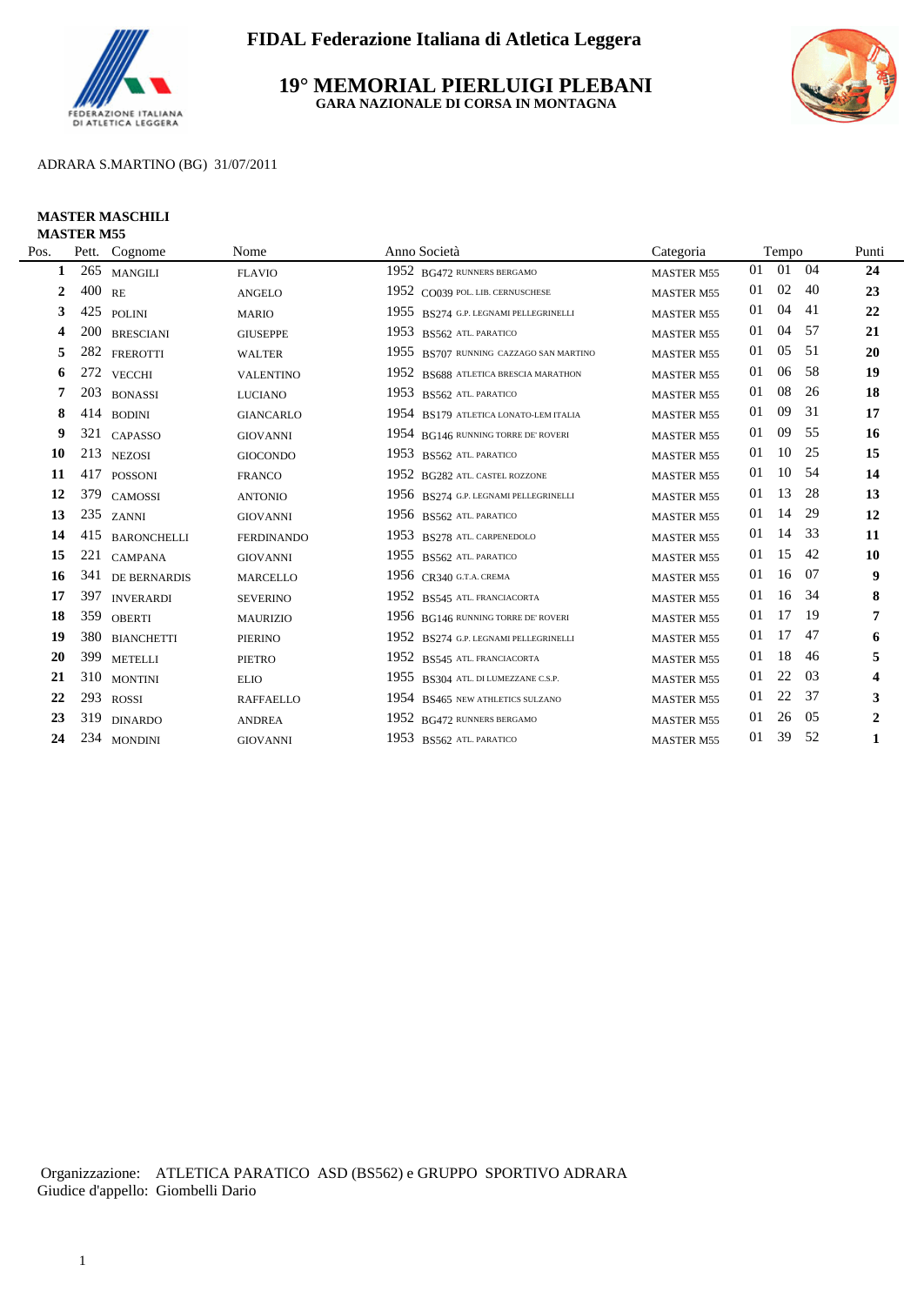# FIDAL Federazione Italiana di Atletica Leggera

## 19° MEMORIAL PIERLUIGI PLEBANI

**GARA NAZIONALE DI CORSA IN MONTAGNA**

ADRARA S.MARTINO (BG) 31/07/2011

**MASTER MASCHILI**
**MASTER M55**

| Pos. | Pett. | Cognome | Nome | Anno | Società | Categoria | Tempo | | | Punti |
|---|---|---|---|---|---|---|---|---|---|---|
| **1** | 265 | MANGILI | FLAVIO | 1952 | BG472 RUNNERS BERGAMO | MASTER M55 | 01 | 01 | 04 | **24** |
| **2** | 400 | RE | ANGELO | 1952 | CO039 POL. LIB. CERNUSCHESE | MASTER M55 | 01 | 02 | 40 | **23** |
| **3** | 425 | POLINI | MARIO | 1955 | BS274 G.P. LEGNAMI PELLEGRINELLI | MASTER M55 | 01 | 04 | 41 | **22** |
| **4** | 200 | BRESCIANI | GIUSEPPE | 1953 | BS562 ATL. PARATICO | MASTER M55 | 01 | 04 | 57 | **21** |
| **5** | 282 | FREROTTI | WALTER | 1955 | BS707 RUNNING CAZZAGO SAN MARTINO | MASTER M55 | 01 | 05 | 51 | **20** |
| **6** | 272 | VECCHI | VALENTINO | 1952 | BS688 ATLETICA BRESCIA MARATHON | MASTER M55 | 01 | 06 | 58 | **19** |
| **7** | 203 | BONASSI | LUCIANO | 1953 | BS562 ATL. PARATICO | MASTER M55 | 01 | 08 | 26 | **18** |
| **8** | 414 | BODINI | GIANCARLO | 1954 | BS179 ATLETICA LONATO-LEM ITALIA | MASTER M55 | 01 | 09 | 31 | **17** |
| **9** | 321 | CAPASSO | GIOVANNI | 1954 | BG146 RUNNING TORRE DE' ROVERI | MASTER M55 | 01 | 09 | 55 | **16** |
| **10** | 213 | NEZOSI | GIOCONDO | 1953 | BS562 ATL. PARATICO | MASTER M55 | 01 | 10 | 25 | **15** |
| **11** | 417 | POSSONI | FRANCO | 1952 | BG282 ATL. CASTEL ROZZONE | MASTER M55 | 01 | 10 | 54 | **14** |
| **12** | 379 | CAMOSSI | ANTONIO | 1956 | BS274 G.P. LEGNAMI PELLEGRINELLI | MASTER M55 | 01 | 13 | 28 | **13** |
| **13** | 235 | ZANNI | GIOVANNI | 1956 | BS562 ATL. PARATICO | MASTER M55 | 01 | 14 | 29 | **12** |
| **14** | 415 | BARONCHELLI | FERDINANDO | 1953 | BS278 ATL. CARPENEDOLO | MASTER M55 | 01 | 14 | 33 | **11** |
| **15** | 221 | CAMPANA | GIOVANNI | 1955 | BS562 ATL. PARATICO | MASTER M55 | 01 | 15 | 42 | **10** |
| **16** | 341 | DE BERNARDIS | MARCELLO | 1956 | CR340 G.T.A. CREMA | MASTER M55 | 01 | 16 | 07 | **9** |
| **17** | 397 | INVERARDI | SEVERINO | 1952 | BS545 ATL. FRANCIACORTA | MASTER M55 | 01 | 16 | 34 | **8** |
| **18** | 359 | OBERTI | MAURIZIO | 1956 | BG146 RUNNING TORRE DE' ROVERI | MASTER M55 | 01 | 17 | 19 | **7** |
| **19** | 380 | BIANCHETTI | PIERINO | 1952 | BS274 G.P. LEGNAMI PELLEGRINELLI | MASTER M55 | 01 | 17 | 47 | **6** |
| **20** | 399 | METELLI | PIETRO | 1952 | BS545 ATL. FRANCIACORTA | MASTER M55 | 01 | 18 | 46 | **5** |
| **21** | 310 | MONTINI | ELIO | 1955 | BS304 ATL. DI LUMEZZANE C.S.P. | MASTER M55 | 01 | 22 | 03 | **4** |
| **22** | 293 | ROSSI | RAFFAELLO | 1954 | BS465 NEW ATHLETICS SULZANO | MASTER M55 | 01 | 22 | 37 | **3** |
| **23** | 319 | DINARDO | ANDREA | 1952 | BG472 RUNNERS BERGAMO | MASTER M55 | 01 | 26 | 05 | **2** |
| **24** | 234 | MONDINI | GIOVANNI | 1953 | BS562 ATL. PARATICO | MASTER M55 | 01 | 39 | 52 | **1** |

Organizzazione: ATLETICA PARATICO ASD (BS562) e GRUPPO SPORTIVO ADRARA
Giudice d'appello: Giombelli Dario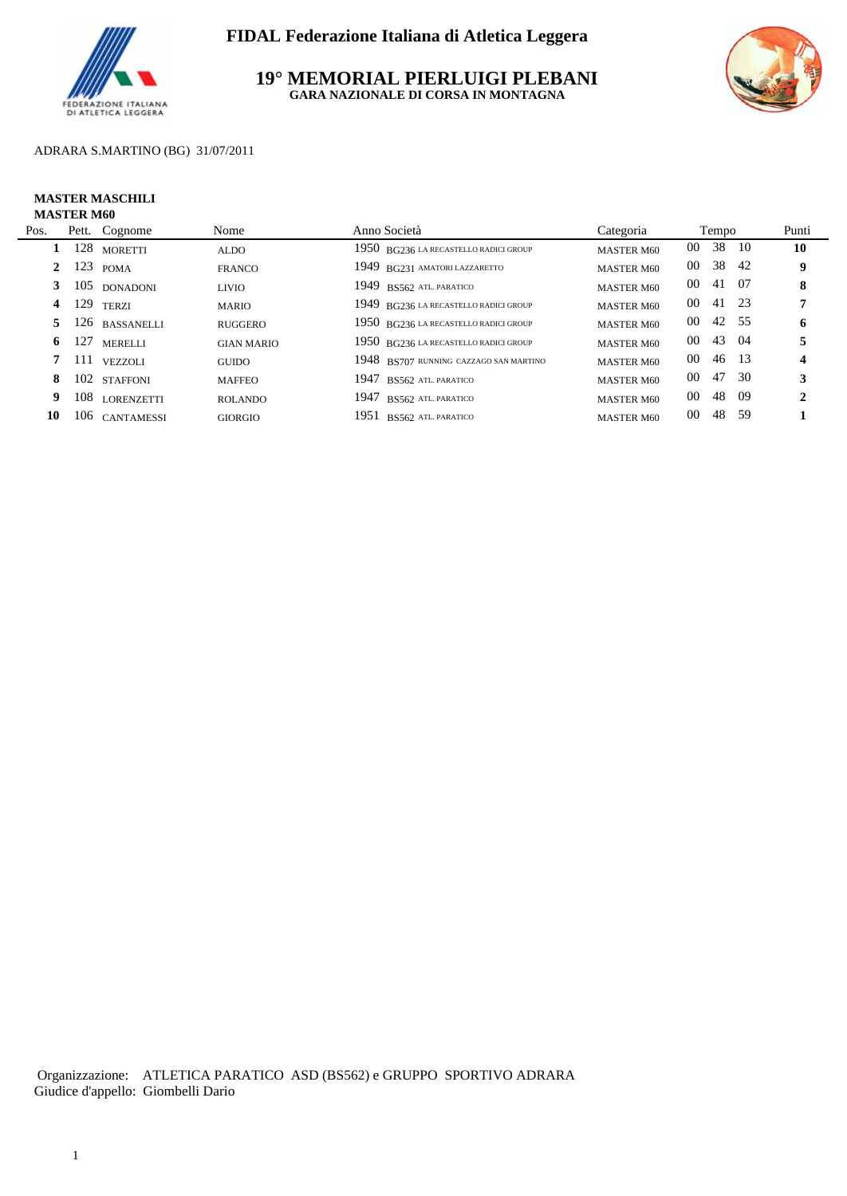**FIDAL Federazione Italiana di Atletica Leggera**

# 19° MEMORIAL PIERLUIGI PLEBANI

**GARA NAZIONALE DI CORSA IN MONTAGNA**

ADRARA S.MARTINO (BG) 31/07/2011

**MASTER MASCHILI**
**MASTER M60**

| Pos. | Pett. | Cognome | Nome | Anno | Società | Categoria | Tempo | | | Punti |
|---|---|---|---|---|---|---|---|---|---|---|
| **1** | 128 | MORETTI | ALDO | 1950 | BG236 LA RECASTELLO RADICI GROUP | MASTER M60 | 00 | 38 | 10 | **10** |
| **2** | 123 | POMA | FRANCO | 1949 | BG231 AMATORI LAZZARETTO | MASTER M60 | 00 | 38 | 42 | **9** |
| **3** | 105 | DONADONI | LIVIO | 1949 | BS562 ATL. PARATICO | MASTER M60 | 00 | 41 | 07 | **8** |
| **4** | 129 | TERZI | MARIO | 1949 | BG236 LA RECASTELLO RADICI GROUP | MASTER M60 | 00 | 41 | 23 | **7** |
| **5** | 126 | BASSANELLI | RUGGERO | 1950 | BG236 LA RECASTELLO RADICI GROUP | MASTER M60 | 00 | 42 | 55 | **6** |
| **6** | 127 | MERELLI | GIAN MARIO | 1950 | BG236 LA RECASTELLO RADICI GROUP | MASTER M60 | 00 | 43 | 04 | **5** |
| **7** | 111 | VEZZOLI | GUIDO | 1948 | BS707 RUNNING CAZZAGO SAN MARTINO | MASTER M60 | 00 | 46 | 13 | **4** |
| **8** | 102 | STAFFONI | MAFFEO | 1947 | BS562 ATL. PARATICO | MASTER M60 | 00 | 47 | 30 | **3** |
| **9** | 108 | LORENZETTI | ROLANDO | 1947 | BS562 ATL. PARATICO | MASTER M60 | 00 | 48 | 09 | **2** |
| **10** | 106 | CANTAMESSI | GIORGIO | 1951 | BS562 ATL. PARATICO | MASTER M60 | 00 | 48 | 59 | **1** |

Organizzazione: ATLETICA PARATICO ASD (BS562) e GRUPPO SPORTIVO ADRARA
Giudice d'appello: Giombelli Dario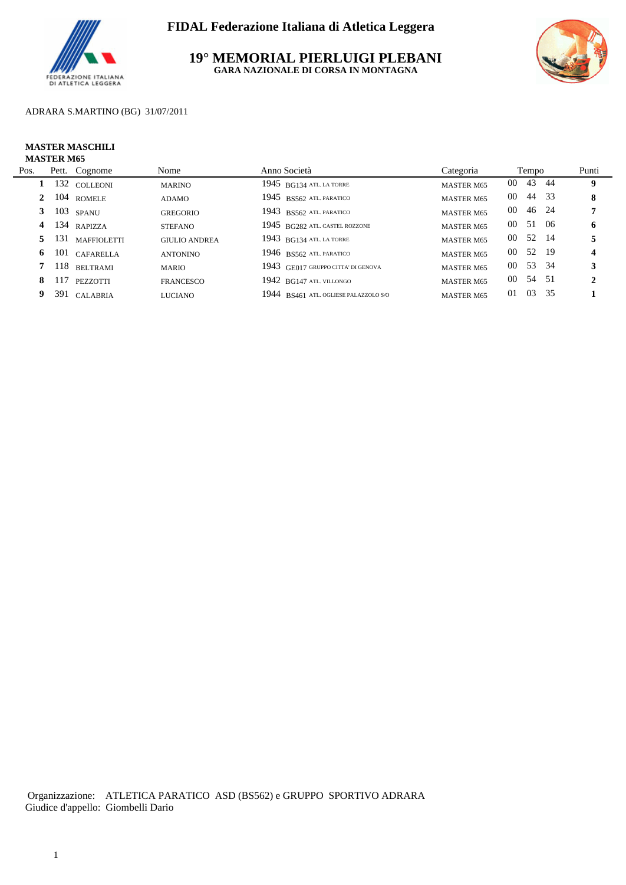# FIDAL Federazione Italiana di Atletica Leggera

## 19° MEMORIAL PIERLUIGI PLEBANI

**GARA NAZIONALE DI CORSA IN MONTAGNA**

ADRARA S.MARTINO (BG) 31/07/2011

**MASTER MASCHILI**
**MASTER M65**

| Pos. | Pett. | Cognome | Nome | Anno | Società | Categoria | Tempo | Punti |
|---|---|---|---|---|---|---|---|---|
| **1** | 132 | COLLEONI | MARINO | 1945 | BG134 ATL. LA TORRE | MASTER M65 | 00 43 44 | **9** |
| **2** | 104 | ROMELE | ADAMO | 1945 | BS562 ATL. PARATICO | MASTER M65 | 00 44 33 | **8** |
| **3** | 103 | SPANU | GREGORIO | 1943 | BS562 ATL. PARATICO | MASTER M65 | 00 46 24 | **7** |
| **4** | 134 | RAPIZZA | STEFANO | 1945 | BG282 ATL. CASTEL ROZZONE | MASTER M65 | 00 51 06 | **6** |
| **5** | 131 | MAFFIOLETTI | GIULIO ANDREA | 1943 | BG134 ATL. LA TORRE | MASTER M65 | 00 52 14 | **5** |
| **6** | 101 | CAFARELLA | ANTONINO | 1946 | BS562 ATL. PARATICO | MASTER M65 | 00 52 19 | **4** |
| **7** | 118 | BELTRAMI | MARIO | 1943 | GE017 GRUPPO CITTA' DI GENOVA | MASTER M65 | 00 53 34 | **3** |
| **8** | 117 | PEZZOTTI | FRANCESCO | 1942 | BG147 ATL. VILLONGO | MASTER M65 | 00 54 51 | **2** |
| **9** | 391 | CALABRIA | LUCIANO | 1944 | BS461 ATL. OGLIESE PALAZZOLO S/O | MASTER M65 | 01 03 35 | **1** |

Organizzazione: ATLETICA PARATICO ASD (BS562) e GRUPPO SPORTIVO ADRARA
Giudice d'appello: Giombelli Dario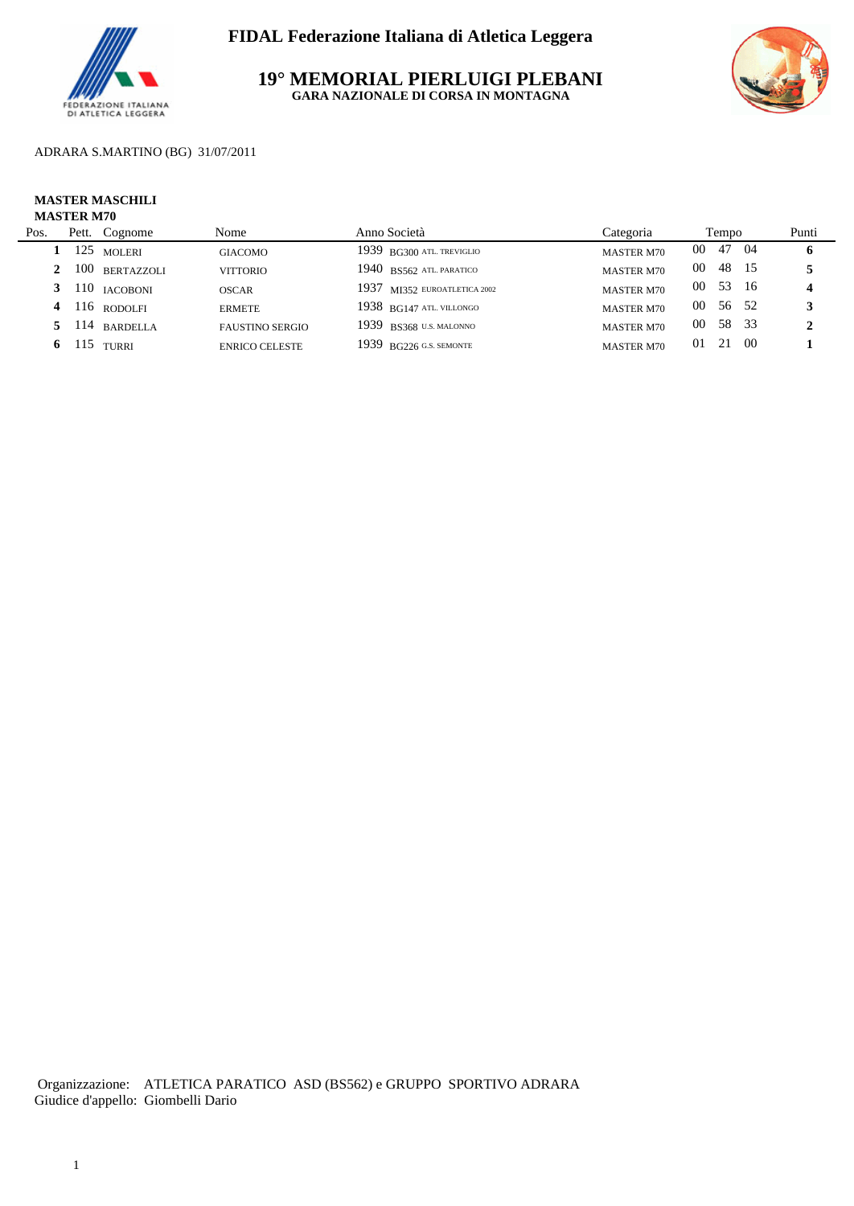**FIDAL Federazione Italiana di Atletica Leggera**

# 19° MEMORIAL PIERLUIGI PLEBANI

**GARA NAZIONALE DI CORSA IN MONTAGNA**

ADRARA S.MARTINO (BG) 31/07/2011

**MASTER MASCHILI**
**MASTER M70**

| Pos. | Pett. | Cognome | Nome | Anno | Società | Categoria | Tempo | Punti |
|---|---|---|---|---|---|---|---|---|
| **1** | 125 | MOLERI | GIACOMO | 1939 | BG300 ATL. TREVIGLIO | MASTER M70 | 00 47 04 | **6** |
| **2** | 100 | BERTAZZOLI | VITTORIO | 1940 | BS562 ATL. PARATICO | MASTER M70 | 00 48 15 | **5** |
| **3** | 110 | IACOBONI | OSCAR | 1937 | MI352 EUROATLETICA 2002 | MASTER M70 | 00 53 16 | **4** |
| **4** | 116 | RODOLFI | ERMETE | 1938 | BG147 ATL. VILLONGO | MASTER M70 | 00 56 52 | **3** |
| **5** | 114 | BARDELLA | FAUSTINO SERGIO | 1939 | BS368 U.S. MALONNO | MASTER M70 | 00 58 33 | **2** |
| **6** | 115 | TURRI | ENRICO CELESTE | 1939 | BG226 G.S. SEMONTE | MASTER M70 | 01 21 00 | **1** |

Organizzazione: ATLETICA PARATICO ASD (BS562) e GRUPPO SPORTIVO ADRARA
Giudice d'appello: Giombelli Dario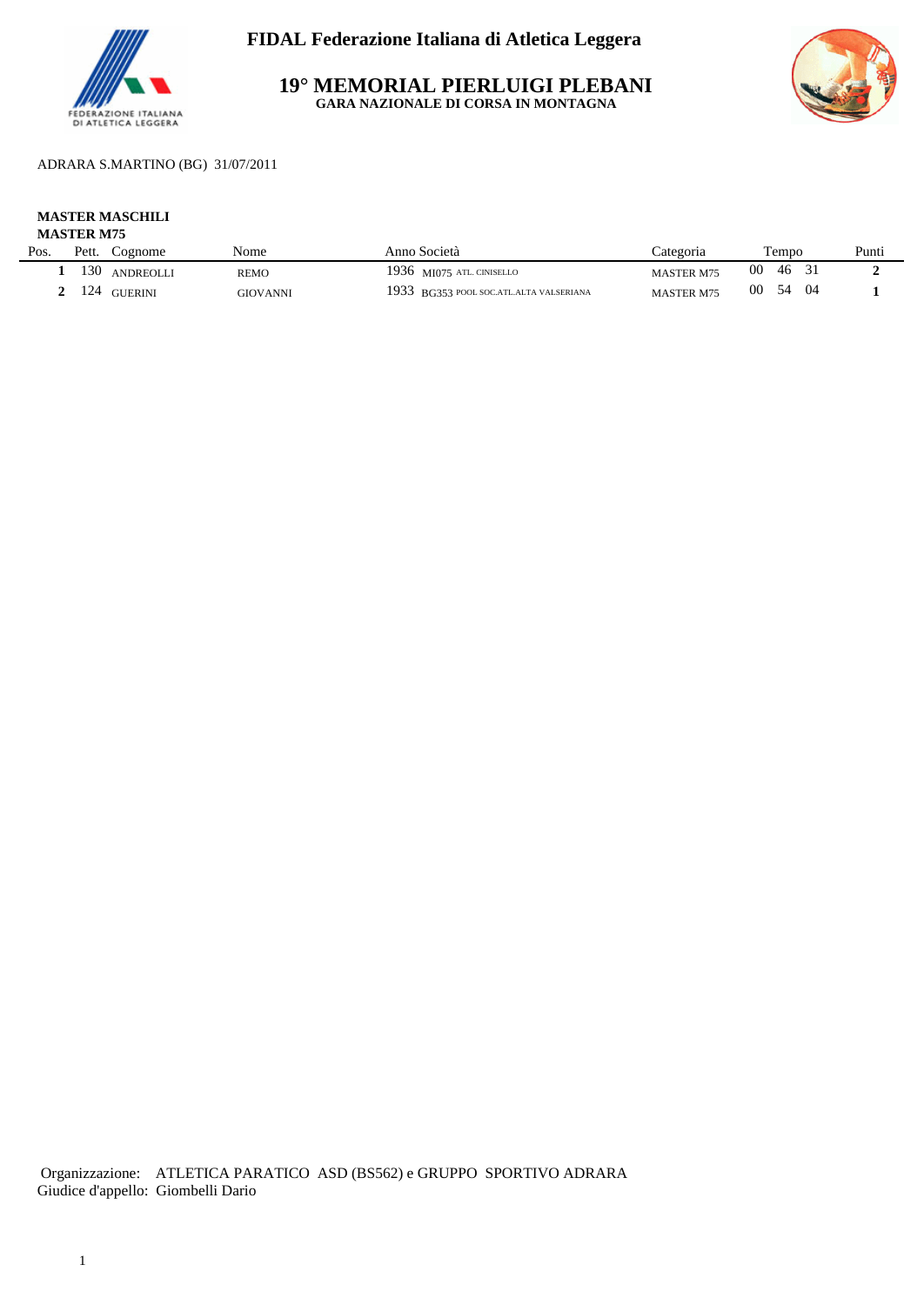# FIDAL Federazione Italiana di Atletica Leggera

## 19° MEMORIAL PIERLUIGI PLEBANI

### GARA NAZIONALE DI CORSA IN MONTAGNA

ADRARA S.MARTINO (BG) 31/07/2011

**MASTER MASCHILI**
**MASTER M75**

| Pos. | Pett. | Cognome | Nome | Anno | Società | Categoria | Tempo | Punti |
|---|---|---|---|---|---|---|---|---|
| **1** | 130 | ANDREOLLI | REMO | 1936 | MI075 ATL. CINISELLO | MASTER M75 | 00 46 31 | **2** |
| **2** | 124 | GUERINI | GIOVANNI | 1933 | BG353 POOL SOC.ATL.ALTA VALSERIANA | MASTER M75 | 00 54 04 | **1** |

Organizzazione: ATLETICA PARATICO ASD (BS562) e GRUPPO SPORTIVO ADRARA
Giudice d'appello: Giombelli Dario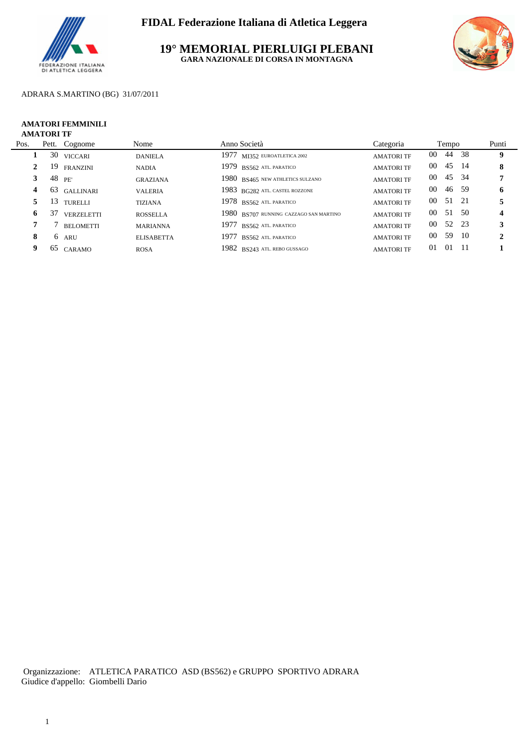**FIDAL Federazione Italiana di Atletica Leggera**

# 19° MEMORIAL PIERLUIGI PLEBANI

**GARA NAZIONALE DI CORSA IN MONTAGNA**

ADRARA S.MARTINO (BG) 31/07/2011

**AMATORI FEMMINILI**
**AMATORI TF**

| Pos. | Pett. | Cognome | Nome | Anno | Società | Categoria | Tempo | Punti |
|---|---|---|---|---|---|---|---|---|
| **1** | 30 | VICCARI | DANIELA | 1977 | MI352 EUROATLETICA 2002 | AMATORI TF | 00 44 38 | **9** |
| **2** | 19 | FRANZINI | NADIA | 1979 | BS562 ATL. PARATICO | AMATORI TF | 00 45 14 | **8** |
| **3** | 48 | PE' | GRAZIANA | 1980 | BS465 NEW ATHLETICS SULZANO | AMATORI TF | 00 45 34 | **7** |
| **4** | 63 | GALLINARI | VALERIA | 1983 | BG282 ATL. CASTEL ROZZONE | AMATORI TF | 00 46 59 | **6** |
| **5** | 13 | TURELLI | TIZIANA | 1978 | BS562 ATL. PARATICO | AMATORI TF | 00 51 21 | **5** |
| **6** | 37 | VERZELETTI | ROSSELLA | 1980 | BS707 RUNNING CAZZAGO SAN MARTINO | AMATORI TF | 00 51 50 | **4** |
| **7** | 7 | BELOMETTI | MARIANNA | 1977 | BS562 ATL. PARATICO | AMATORI TF | 00 52 23 | **3** |
| **8** | 6 | ARU | ELISABETTA | 1977 | BS562 ATL. PARATICO | AMATORI TF | 00 59 10 | **2** |
| **9** | 65 | CARAMO | ROSA | 1982 | BS243 ATL. REBO GUSSAGO | AMATORI TF | 01 01 11 | **1** |

Organizzazione: ATLETICA PARATICO ASD (BS562) e GRUPPO SPORTIVO ADRARA
Giudice d'appello: Giombelli Dario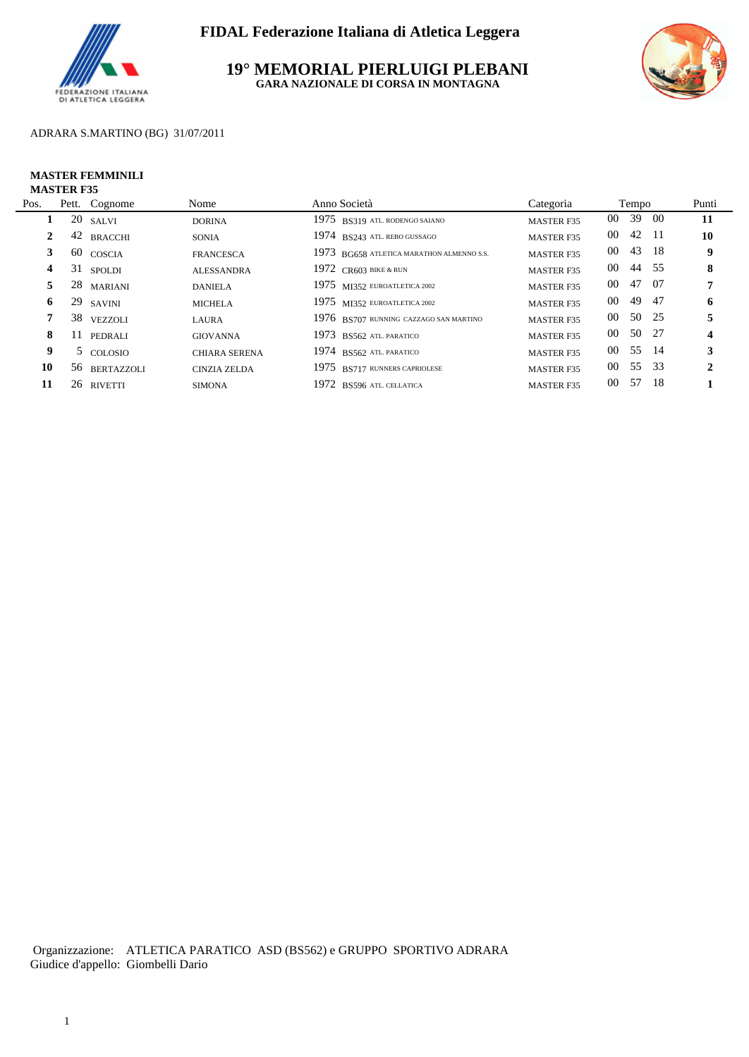# FIDAL Federazione Italiana di Atletica Leggera

## 19° MEMORIAL PIERLUIGI PLEBANI

**GARA NAZIONALE DI CORSA IN MONTAGNA**

ADRARA S.MARTINO (BG) 31/07/2011

**MASTER FEMMINILI**
**MASTER F35**

| Pos. | Pett. | Cognome | Nome | Anno | Società | Categoria | Tempo | | | Punti |
|---|---|---|---|---|---|---|---|---|---|---|
| **1** | 20 | SALVI | DORINA | 1975 | BS319 ATL. RODENGO SAIANO | MASTER F35 | 00 | 39 | 00 | **11** |
| **2** | 42 | BRACCHI | SONIA | 1974 | BS243 ATL. REBO GUSSAGO | MASTER F35 | 00 | 42 | 11 | **10** |
| **3** | 60 | COSCIA | FRANCESCA | 1973 | BG658 ATLETICA MARATHON ALMENNO S.S. | MASTER F35 | 00 | 43 | 18 | **9** |
| **4** | 31 | SPOLDI | ALESSANDRA | 1972 | CR603 BIKE & RUN | MASTER F35 | 00 | 44 | 55 | **8** |
| **5** | 28 | MARIANI | DANIELA | 1975 | MI352 EUROATLETICA 2002 | MASTER F35 | 00 | 47 | 07 | **7** |
| **6** | 29 | SAVINI | MICHELA | 1975 | MI352 EUROATLETICA 2002 | MASTER F35 | 00 | 49 | 47 | **6** |
| **7** | 38 | VEZZOLI | LAURA | 1976 | BS707 RUNNING CAZZAGO SAN MARTINO | MASTER F35 | 00 | 50 | 25 | **5** |
| **8** | 11 | PEDRALI | GIOVANNA | 1973 | BS562 ATL. PARATICO | MASTER F35 | 00 | 50 | 27 | **4** |
| **9** | 5 | COLOSIO | CHIARA SERENA | 1974 | BS562 ATL. PARATICO | MASTER F35 | 00 | 55 | 14 | **3** |
| **10** | 56 | BERTAZZOLI | CINZIA ZELDA | 1975 | BS717 RUNNERS CAPRIOLESE | MASTER F35 | 00 | 55 | 33 | **2** |
| **11** | 26 | RIVETTI | SIMONA | 1972 | BS596 ATL. CELLATICA | MASTER F35 | 00 | 57 | 18 | **1** |

Organizzazione: ATLETICA PARATICO ASD (BS562) e GRUPPO SPORTIVO ADRARA
Giudice d'appello: Giombelli Dario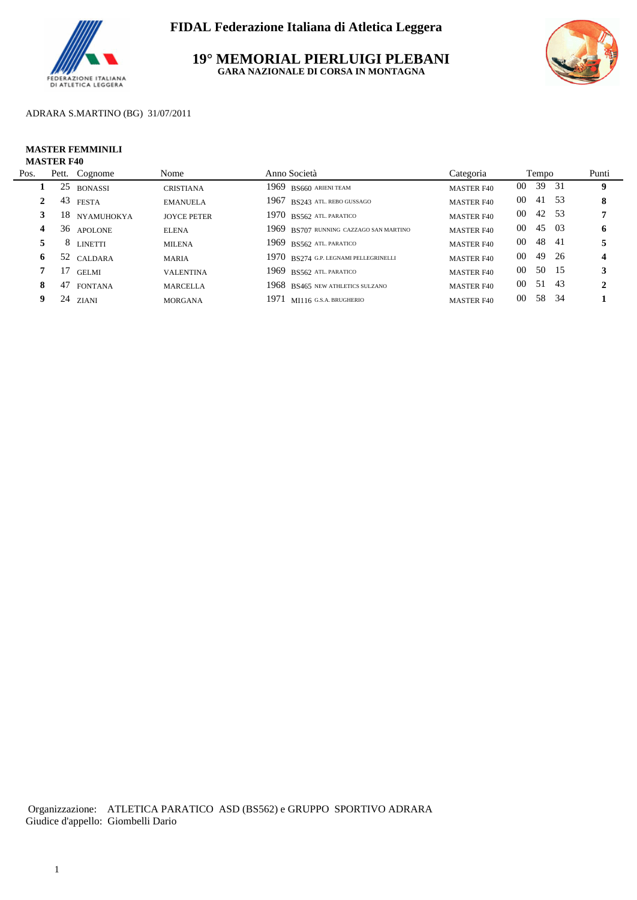**FIDAL Federazione Italiana di Atletica Leggera**

# 19° MEMORIAL PIERLUIGI PLEBANI

**GARA NAZIONALE DI CORSA IN MONTAGNA**

ADRARA S.MARTINO (BG) 31/07/2011

**MASTER FEMMINILI**
**MASTER F40**

| Pos. | Pett. | Cognome | Nome | Anno | Società | Categoria | Tempo | | | Punti |
|---|---|---|---|---|---|---|---|---|---|---|
| **1** | 25 | BONASSI | CRISTIANA | 1969 | BS660 ARIENI TEAM | MASTER F40 | 00 | 39 | 31 | **9** |
| **2** | 43 | FESTA | EMANUELA | 1967 | BS243 ATL. REBO GUSSAGO | MASTER F40 | 00 | 41 | 53 | **8** |
| **3** | 18 | NYAMUHOKYA | JOYCE PETER | 1970 | BS562 ATL. PARATICO | MASTER F40 | 00 | 42 | 53 | **7** |
| **4** | 36 | APOLONE | ELENA | 1969 | BS707 RUNNING CAZZAGO SAN MARTINO | MASTER F40 | 00 | 45 | 03 | **6** |
| **5** | 8 | LINETTI | MILENA | 1969 | BS562 ATL. PARATICO | MASTER F40 | 00 | 48 | 41 | **5** |
| **6** | 52 | CALDARA | MARIA | 1970 | BS274 G.P. LEGNAMI PELLEGRINELLI | MASTER F40 | 00 | 49 | 26 | **4** |
| **7** | 17 | GELMI | VALENTINA | 1969 | BS562 ATL. PARATICO | MASTER F40 | 00 | 50 | 15 | **3** |
| **8** | 47 | FONTANA | MARCELLA | 1968 | BS465 NEW ATHLETICS SULZANO | MASTER F40 | 00 | 51 | 43 | **2** |
| **9** | 24 | ZIANI | MORGANA | 1971 | MI116 G.S.A. BRUGHERIO | MASTER F40 | 00 | 58 | 34 | **1** |

Organizzazione: ATLETICA PARATICO ASD (BS562) e GRUPPO SPORTIVO ADRARA
Giudice d'appello: Giombelli Dario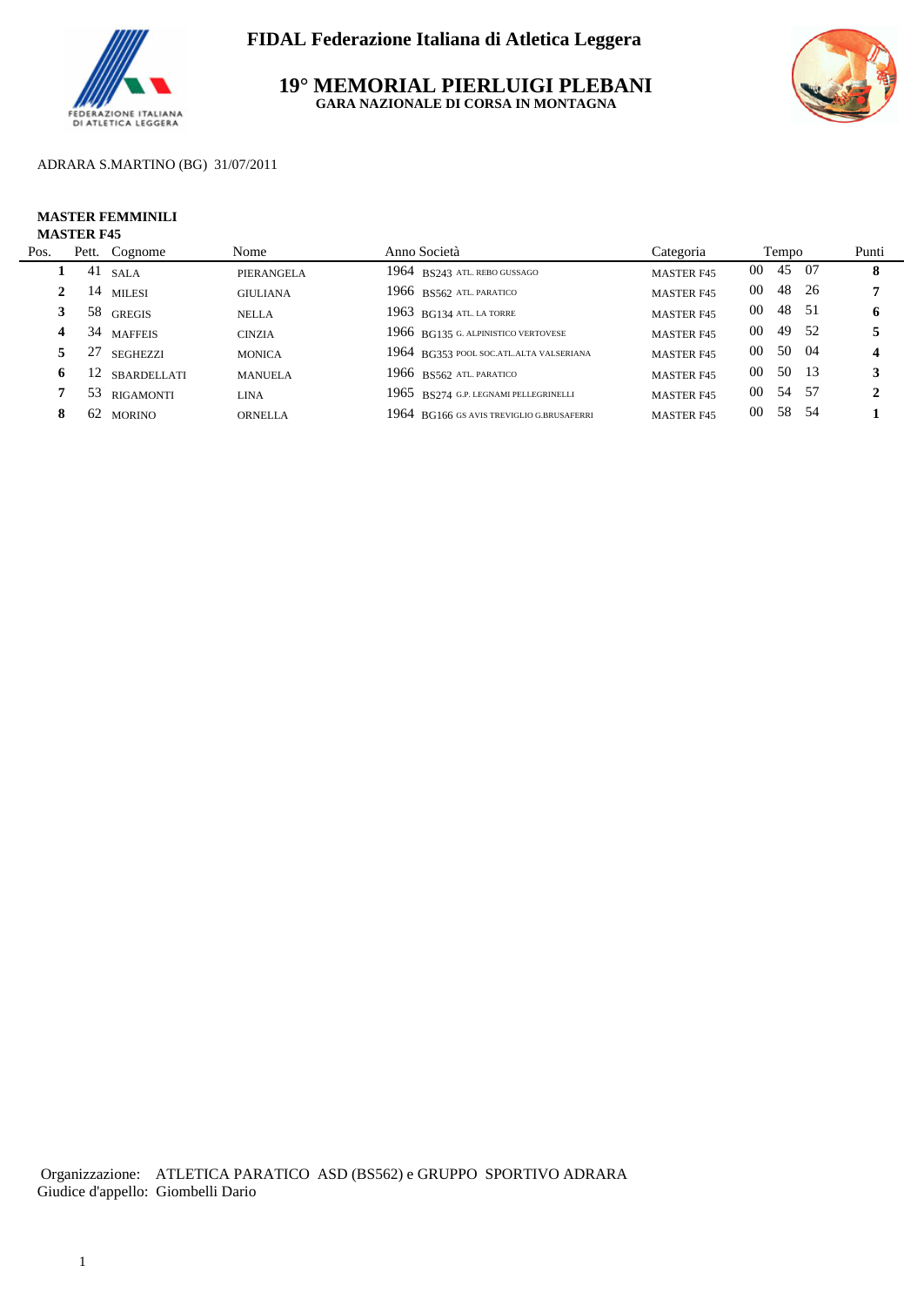**FIDAL Federazione Italiana di Atletica Leggera**

# 19° MEMORIAL PIERLUIGI PLEBANI

**GARA NAZIONALE DI CORSA IN MONTAGNA**

ADRARA S.MARTINO (BG) 31/07/2011

**MASTER FEMMINILI**
**MASTER F45**

| Pos. | Pett. | Cognome | Nome | Anno | Società | Categoria | Tempo | Punti |
|---|---|---|---|---|---|---|---|---|
| **1** | 41 | SALA | PIERANGELA | 1964 | BS243 ATL. REBO GUSSAGO | MASTER F45 | 00 45 07 | **8** |
| **2** | 14 | MILESI | GIULIANA | 1966 | BS562 ATL. PARATICO | MASTER F45 | 00 48 26 | **7** |
| **3** | 58 | GREGIS | NELLA | 1963 | BG134 ATL. LA TORRE | MASTER F45 | 00 48 51 | **6** |
| **4** | 34 | MAFFEIS | CINZIA | 1966 | BG135 G. ALPINISTICO VERTOVESE | MASTER F45 | 00 49 52 | **5** |
| **5** | 27 | SEGHEZZI | MONICA | 1964 | BG353 POOL SOC.ATL.ALTA VALSERIANA | MASTER F45 | 00 50 04 | **4** |
| **6** | 12 | SBARDELLATI | MANUELA | 1966 | BS562 ATL. PARATICO | MASTER F45 | 00 50 13 | **3** |
| **7** | 53 | RIGAMONTI | LINA | 1965 | BS274 G.P. LEGNAMI PELLEGRINELLI | MASTER F45 | 00 54 57 | **2** |
| **8** | 62 | MORINO | ORNELLA | 1964 | BG166 GS AVIS TREVIGLIO G.BRUSAFERRI | MASTER F45 | 00 58 54 | **1** |

Organizzazione: ATLETICA PARATICO ASD (BS562) e GRUPPO SPORTIVO ADRARA
Giudice d'appello: Giombelli Dario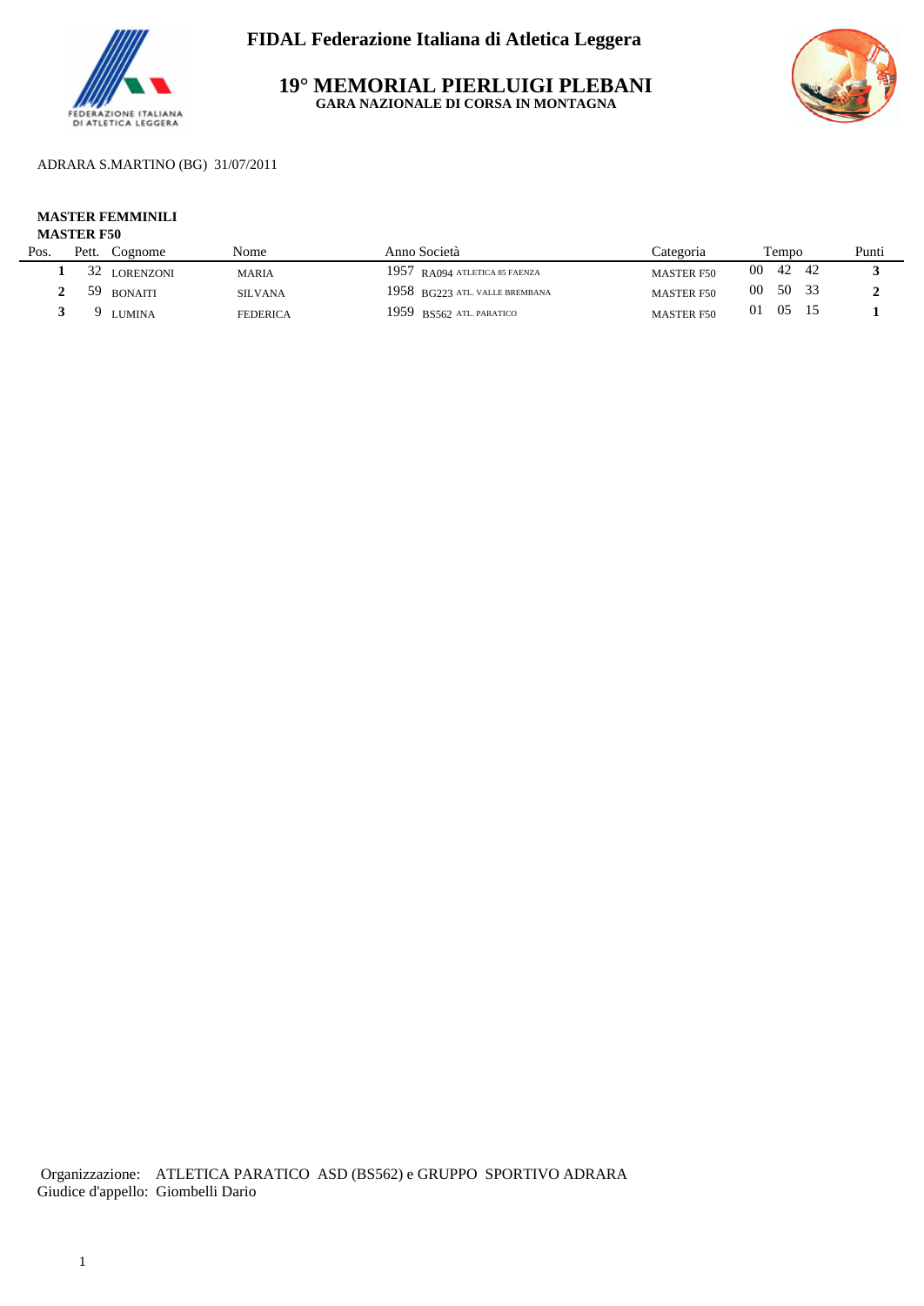# FIDAL Federazione Italiana di Atletica Leggera

## 19° MEMORIAL PIERLUIGI PLEBANI

**GARA NAZIONALE DI CORSA IN MONTAGNA**

ADRARA S.MARTINO (BG) 31/07/2011

**MASTER FEMMINILI**
**MASTER F50**

| Pos. | Pett. | Cognome | Nome | Anno | Società | Categoria | Tempo | Punti |
|---|---|---|---|---|---|---|---|---|
| **1** | 32 | LORENZONI | MARIA | 1957 | RA094 ATLETICA 85 FAENZA | MASTER F50 | 00 42 42 | **3** |
| **2** | 59 | BONAITI | SILVANA | 1958 | BG223 ATL. VALLE BREMBANA | MASTER F50 | 00 50 33 | **2** |
| **3** | 9 | LUMINA | FEDERICA | 1959 | BS562 ATL. PARATICO | MASTER F50 | 01 05 15 | **1** |

Organizzazione: ATLETICA PARATICO ASD (BS562) e GRUPPO SPORTIVO ADRARA
Giudice d'appello: Giombelli Dario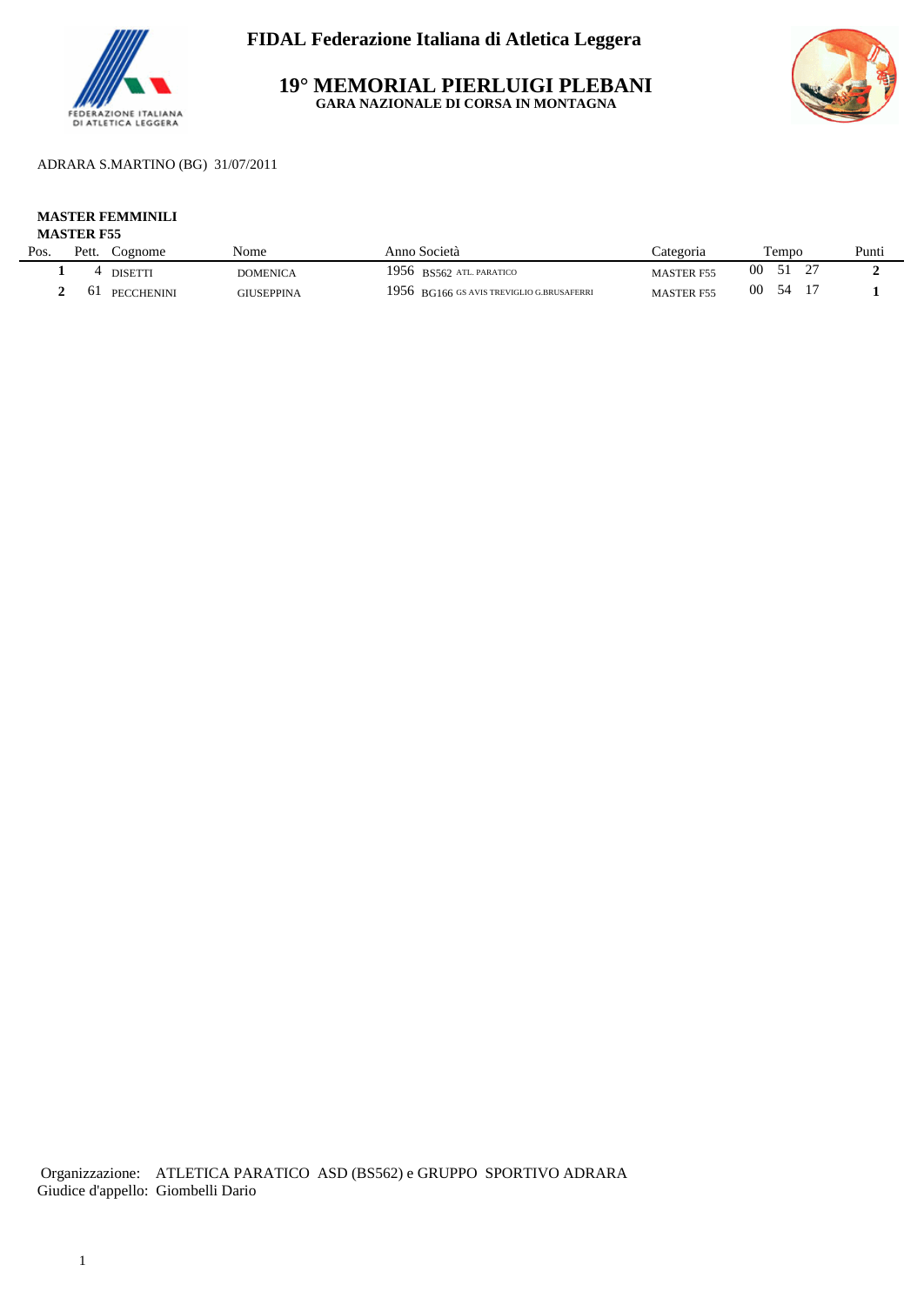**FIDAL Federazione Italiana di Atletica Leggera**

# 19° MEMORIAL PIERLUIGI PLEBANI

**GARA NAZIONALE DI CORSA IN MONTAGNA**

ADRARA S.MARTINO (BG) 31/07/2011

**MASTER FEMMINILI**

**MASTER F55**

| Pos. | Pett. | Cognome | Nome | Anno | Società | Categoria | Tempo | Punti |
|---|---|---|---|---|---|---|---|---|
| **1** | 4 | DISETTI | DOMENICA | 1956 | BS562 ATL. PARATICO | MASTER F55 | 00 51 27 | **2** |
| **2** | 61 | PECCHENINI | GIUSEPPINA | 1956 | BG166 GS AVIS TREVIGLIO G.BRUSAFERRI | MASTER F55 | 00 54 17 | **1** |

Organizzazione: ATLETICA PARATICO ASD (BS562) e GRUPPO SPORTIVO ADRARA

Giudice d'appello: Giombelli Dario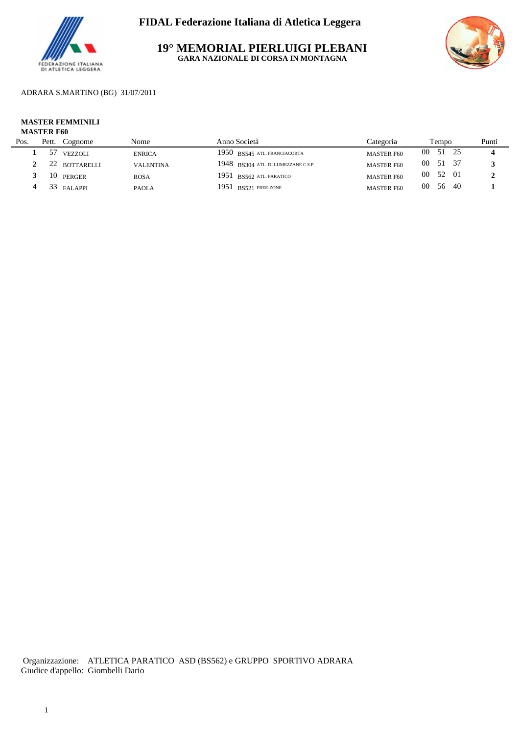**FIDAL Federazione Italiana di Atletica Leggera**

# 19° MEMORIAL PIERLUIGI PLEBANI

**GARA NAZIONALE DI CORSA IN MONTAGNA**

ADRARA S.MARTINO (BG) 31/07/2011

**MASTER FEMMINILI**
**MASTER F60**

| Pos. | Pett. | Cognome | Nome | Anno | Società | Categoria | Tempo | Punti |
|---|---|---|---|---|---|---|---|---|
| **1** | 57 | VEZZOLI | ENRICA | 1950 | BS545 ATL. FRANCIACORTA | MASTER F60 | 00 51 25 | **4** |
| **2** | 22 | BOTTARELLI | VALENTINA | 1948 | BS304 ATL. DI LUMEZZANE C.S.P. | MASTER F60 | 00 51 37 | **3** |
| **3** | 10 | PERGER | ROSA | 1951 | BS562 ATL. PARATICO | MASTER F60 | 00 52 01 | **2** |
| **4** | 33 | FALAPPI | PAOLA | 1951 | BS521 FREE-ZONE | MASTER F60 | 00 56 40 | **1** |

Organizzazione: ATLETICA PARATICO ASD (BS562) e GRUPPO SPORTIVO ADRARA
Giudice d'appello: Giombelli Dario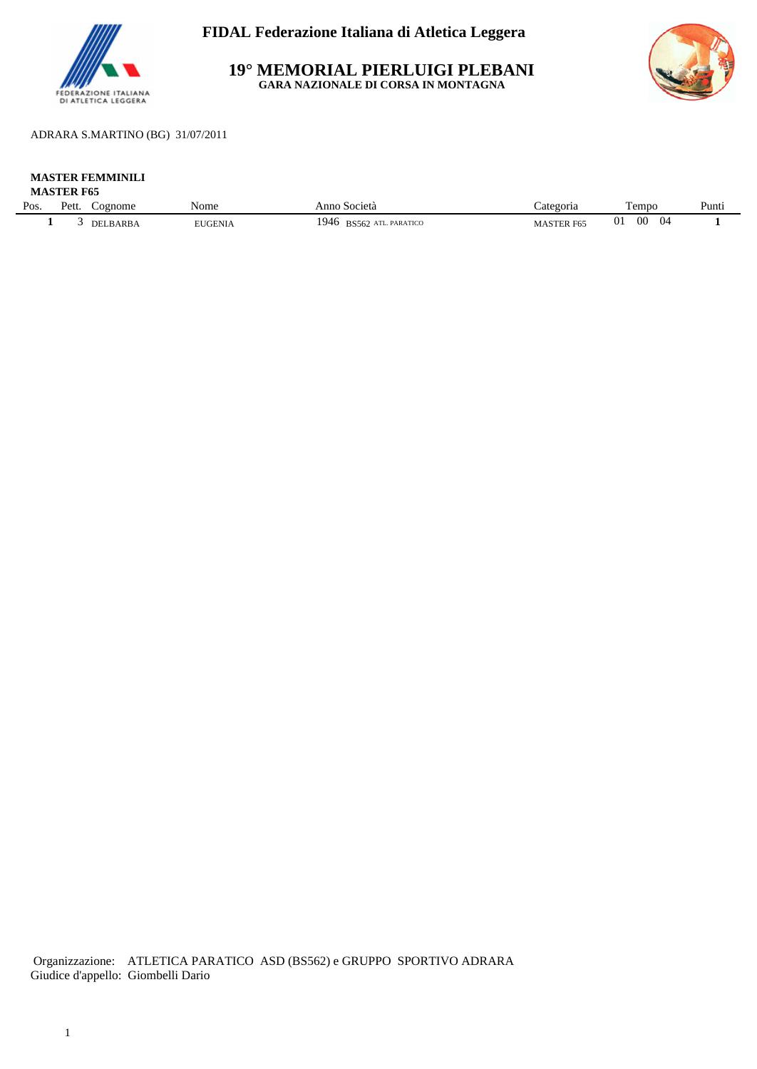# FIDAL Federazione Italiana di Atletica Leggera

## 19° MEMORIAL PIERLUIGI PLEBANI

**GARA NAZIONALE DI CORSA IN MONTAGNA**

ADRARA S.MARTINO (BG) 31/07/2011

**MASTER FEMMINILI**
**MASTER F65**

| Pos. | Pett. | Cognome | Nome | Anno | Società | Categoria | Tempo | Punti |
|---|---|---|---|---|---|---|---|---|
| **1** | 3 | DELBARBA | EUGENIA | 1946 | BS562 ATL. PARATICO | MASTER F65 | 01 00 04 | **1** |

Organizzazione: ATLETICA PARATICO ASD (BS562) e GRUPPO SPORTIVO ADRARA
Giudice d'appello: Giombelli Dario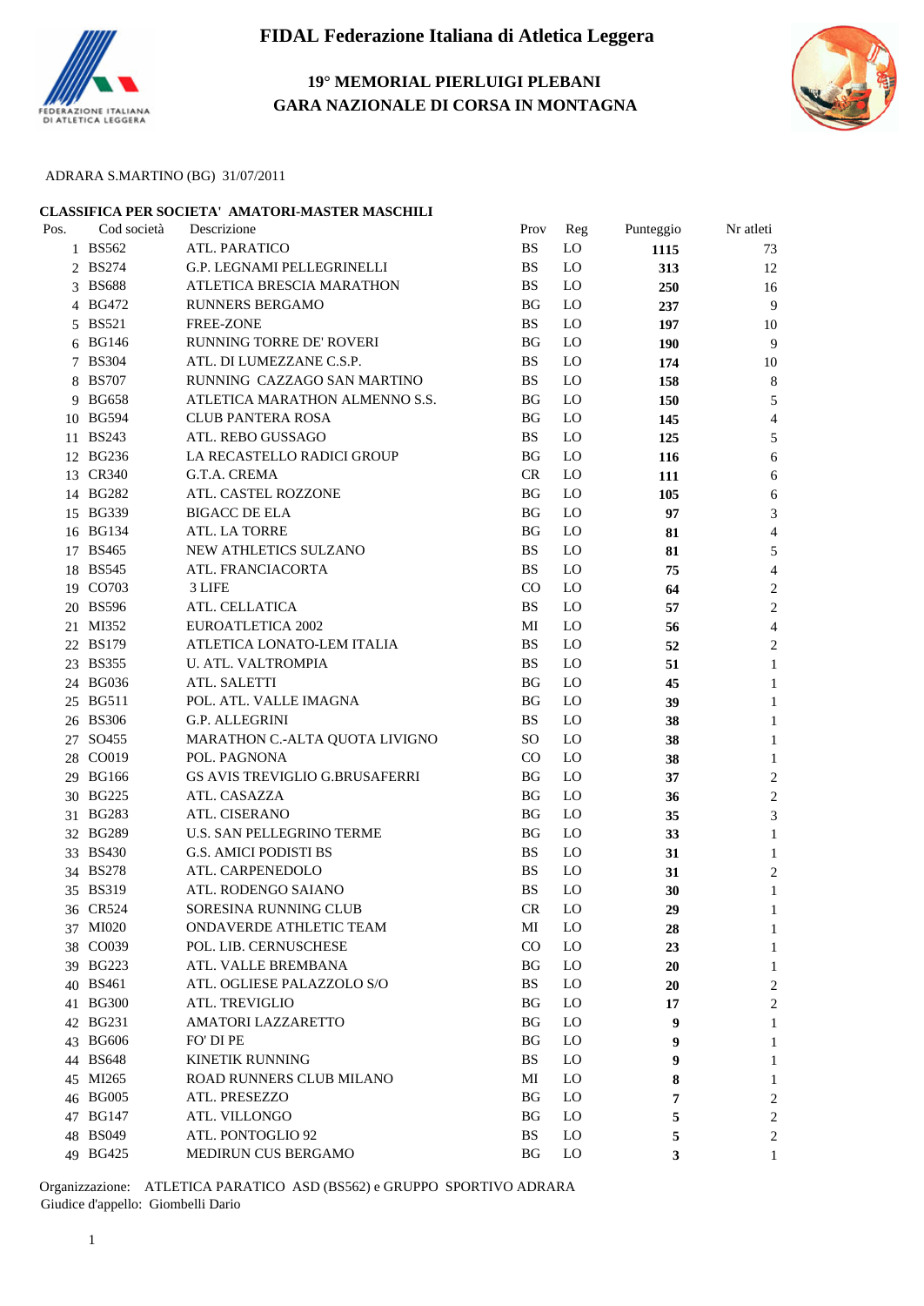# FIDAL Federazione Italiana di Atletica Leggera

## 19° MEMORIAL PIERLUIGI PLEBANI
## GARA NAZIONALE DI CORSA IN MONTAGNA

ADRARA S.MARTINO (BG) 31/07/2011

### CLASSIFICA PER SOCIETA' AMATORI-MASTER MASCHILI

| Pos. | Cod società | Descrizione | Prov | Reg | Punteggio | Nr atleti |
|---|---|---|---|---|---|---|
| 1 | BS562 | ATL. PARATICO | BS | LO | **1115** | 73 |
| 2 | BS274 | G.P. LEGNAMI PELLEGRINELLI | BS | LO | **313** | 12 |
| 3 | BS688 | ATLETICA BRESCIA MARATHON | BS | LO | **250** | 16 |
| 4 | BG472 | RUNNERS BERGAMO | BG | LO | **237** | 9 |
| 5 | BS521 | FREE-ZONE | BS | LO | **197** | 10 |
| 6 | BG146 | RUNNING TORRE DE' ROVERI | BG | LO | **190** | 9 |
| 7 | BS304 | ATL. DI LUMEZZANE C.S.P. | BS | LO | **174** | 10 |
| 8 | BS707 | RUNNING CAZZAGO SAN MARTINO | BS | LO | **158** | 8 |
| 9 | BG658 | ATLETICA MARATHON ALMENNO S.S. | BG | LO | **150** | 5 |
| 10 | BG594 | CLUB PANTERA ROSA | BG | LO | **145** | 4 |
| 11 | BS243 | ATL. REBO GUSSAGO | BS | LO | **125** | 5 |
| 12 | BG236 | LA RECASTELLO RADICI GROUP | BG | LO | **116** | 6 |
| 13 | CR340 | G.T.A. CREMA | CR | LO | **111** | 6 |
| 14 | BG282 | ATL. CASTEL ROZZONE | BG | LO | **105** | 6 |
| 15 | BG339 | BIGACC DE ELA | BG | LO | **97** | 3 |
| 16 | BG134 | ATL. LA TORRE | BG | LO | **81** | 4 |
| 17 | BS465 | NEW ATHLETICS SULZANO | BS | LO | **81** | 5 |
| 18 | BS545 | ATL. FRANCIACORTA | BS | LO | **75** | 4 |
| 19 | CO703 | 3 LIFE | CO | LO | **64** | 2 |
| 20 | BS596 | ATL. CELLATICA | BS | LO | **57** | 2 |
| 21 | MI352 | EUROATLETICA 2002 | MI | LO | **56** | 4 |
| 22 | BS179 | ATLETICA LONATO-LEM ITALIA | BS | LO | **52** | 2 |
| 23 | BS355 | U. ATL. VALTROMPIA | BS | LO | **51** | 1 |
| 24 | BG036 | ATL. SALETTI | BG | LO | **45** | 1 |
| 25 | BG511 | POL. ATL. VALLE IMAGNA | BG | LO | **39** | 1 |
| 26 | BS306 | G.P. ALLEGRINI | BS | LO | **38** | 1 |
| 27 | SO455 | MARATHON C.-ALTA QUOTA LIVIGNO | SO | LO | **38** | 1 |
| 28 | CO019 | POL. PAGNONA | CO | LO | **38** | 1 |
| 29 | BG166 | GS AVIS TREVIGLIO G.BRUSAFERRI | BG | LO | **37** | 2 |
| 30 | BG225 | ATL. CASAZZA | BG | LO | **36** | 2 |
| 31 | BG283 | ATL. CISERANO | BG | LO | **35** | 3 |
| 32 | BG289 | U.S. SAN PELLEGRINO TERME | BG | LO | **33** | 1 |
| 33 | BS430 | G.S. AMICI PODISTI BS | BS | LO | **31** | 1 |
| 34 | BS278 | ATL. CARPENEDOLO | BS | LO | **31** | 2 |
| 35 | BS319 | ATL. RODENGO SAIANO | BS | LO | **30** | 1 |
| 36 | CR524 | SORESINA RUNNING CLUB | CR | LO | **29** | 1 |
| 37 | MI020 | ONDAVERDE ATHLETIC TEAM | MI | LO | **28** | 1 |
| 38 | CO039 | POL. LIB. CERNUSCHESE | CO | LO | **23** | 1 |
| 39 | BG223 | ATL. VALLE BREMBANA | BG | LO | **20** | 1 |
| 40 | BS461 | ATL. OGLIESE PALAZZOLO S/O | BS | LO | **20** | 2 |
| 41 | BG300 | ATL. TREVIGLIO | BG | LO | **17** | 2 |
| 42 | BG231 | AMATORI LAZZARETTO | BG | LO | **9** | 1 |
| 43 | BG606 | FO' DI PE | BG | LO | **9** | 1 |
| 44 | BS648 | KINETIK RUNNING | BS | LO | **9** | 1 |
| 45 | MI265 | ROAD RUNNERS CLUB MILANO | MI | LO | **8** | 1 |
| 46 | BG005 | ATL. PRESEZZO | BG | LO | **7** | 2 |
| 47 | BG147 | ATL. VILLONGO | BG | LO | **5** | 2 |
| 48 | BS049 | ATL. PONTOGLIO 92 | BS | LO | **5** | 2 |
| 49 | BG425 | MEDIRUN CUS BERGAMO | BG | LO | **3** | 1 |

Organizzazione: ATLETICA PARATICO ASD (BS562) e GRUPPO SPORTIVO ADRARA
Giudice d'appello: Giombelli Dario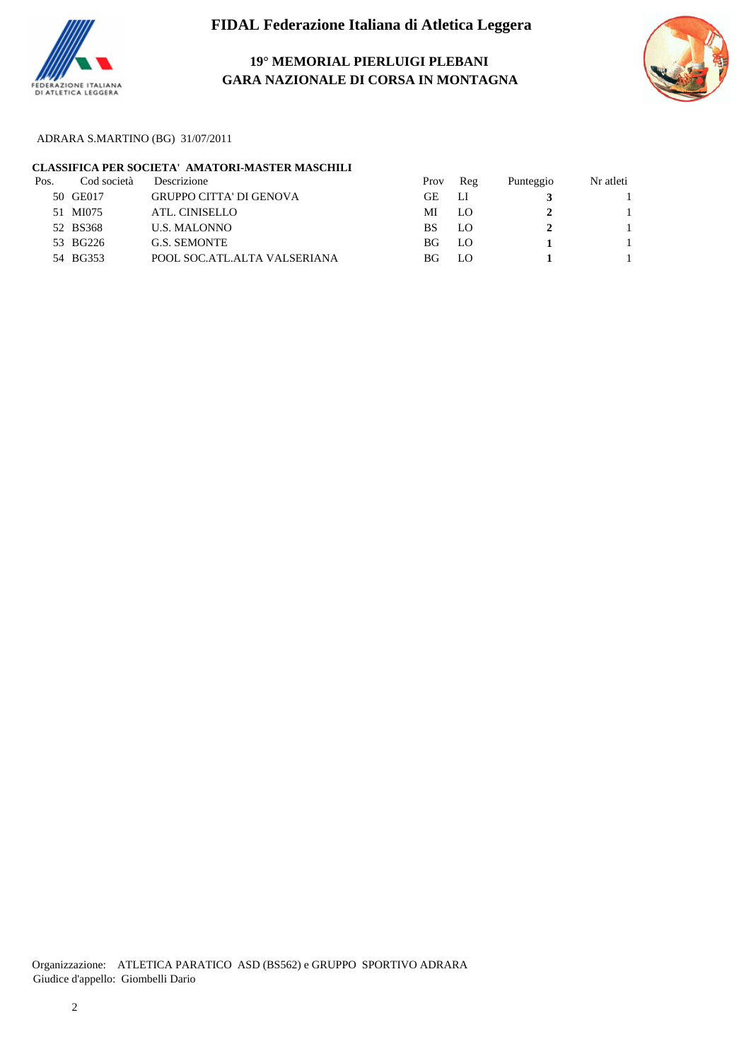# FIDAL Federazione Italiana di Atletica Leggera

## 19° MEMORIAL PIERLUIGI PLEBANI
## GARA NAZIONALE DI CORSA IN MONTAGNA

ADRARA S.MARTINO (BG) 31/07/2011

**CLASSIFICA PER SOCIETA' AMATORI-MASTER MASCHILI**

| Pos. | Cod società | Descrizione | Prov | Reg | Punteggio | Nr atleti |
|---|---|---|---|---|---|---|
| 50 | GE017 | GRUPPO CITTA' DI GENOVA | GE | LI | **3** | 1 |
| 51 | MI075 | ATL. CINISELLO | MI | LO | **2** | 1 |
| 52 | BS368 | U.S. MALONNO | BS | LO | **2** | 1 |
| 53 | BG226 | G.S. SEMONTE | BG | LO | **1** | 1 |
| 54 | BG353 | POOL SOC.ATL.ALTA VALSERIANA | BG | LO | **1** | 1 |

Organizzazione: ATLETICA PARATICO ASD (BS562) e GRUPPO SPORTIVO ADRARA
Giudice d'appello: Giombelli Dario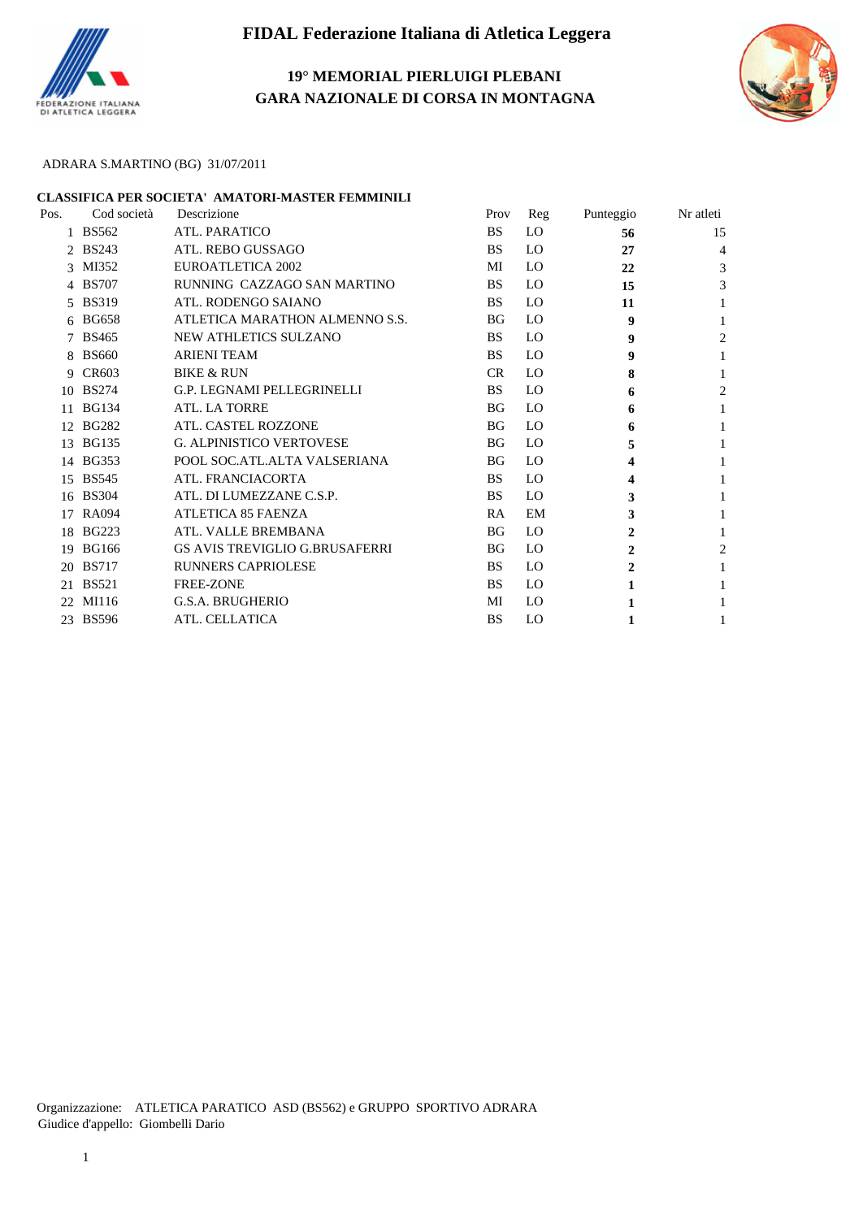# FIDAL Federazione Italiana di Atletica Leggera

## 19° MEMORIAL PIERLUIGI PLEBANI
## GARA NAZIONALE DI CORSA IN MONTAGNA

ADRARA S.MARTINO (BG) 31/07/2011

### CLASSIFICA PER SOCIETA' AMATORI-MASTER FEMMINILI

| Pos. | Cod società | Descrizione | Prov | Reg | Punteggio | Nr atleti |
|---|---|---|---|---|---|---|
| 1 | BS562 | ATL. PARATICO | BS | LO | **56** | 15 |
| 2 | BS243 | ATL. REBO GUSSAGO | BS | LO | **27** | 4 |
| 3 | MI352 | EUROATLETICA 2002 | MI | LO | **22** | 3 |
| 4 | BS707 | RUNNING CAZZAGO SAN MARTINO | BS | LO | **15** | 3 |
| 5 | BS319 | ATL. RODENGO SAIANO | BS | LO | **11** | 1 |
| 6 | BG658 | ATLETICA MARATHON ALMENNO S.S. | BG | LO | **9** | 1 |
| 7 | BS465 | NEW ATHLETICS SULZANO | BS | LO | **9** | 2 |
| 8 | BS660 | ARIENI TEAM | BS | LO | **9** | 1 |
| 9 | CR603 | BIKE & RUN | CR | LO | **8** | 1 |
| 10 | BS274 | G.P. LEGNAMI PELLEGRINELLI | BS | LO | **6** | 2 |
| 11 | BG134 | ATL. LA TORRE | BG | LO | **6** | 1 |
| 12 | BG282 | ATL. CASTEL ROZZONE | BG | LO | **6** | 1 |
| 13 | BG135 | G. ALPINISTICO VERTOVESE | BG | LO | **5** | 1 |
| 14 | BG353 | POOL SOC.ATL.ALTA VALSERIANA | BG | LO | **4** | 1 |
| 15 | BS545 | ATL. FRANCIACORTA | BS | LO | **4** | 1 |
| 16 | BS304 | ATL. DI LUMEZZANE C.S.P. | BS | LO | **3** | 1 |
| 17 | RA094 | ATLETICA 85 FAENZA | RA | EM | **3** | 1 |
| 18 | BG223 | ATL. VALLE BREMBANA | BG | LO | **2** | 1 |
| 19 | BG166 | GS AVIS TREVIGLIO G.BRUSAFERRI | BG | LO | **2** | 2 |
| 20 | BS717 | RUNNERS CAPRIOLESE | BS | LO | **2** | 1 |
| 21 | BS521 | FREE-ZONE | BS | LO | **1** | 1 |
| 22 | MI116 | G.S.A. BRUGHERIO | MI | LO | **1** | 1 |
| 23 | BS596 | ATL. CELLATICA | BS | LO | **1** | 1 |

Organizzazione: ATLETICA PARATICO ASD (BS562) e GRUPPO SPORTIVO ADRARA
Giudice d'appello: Giombelli Dario